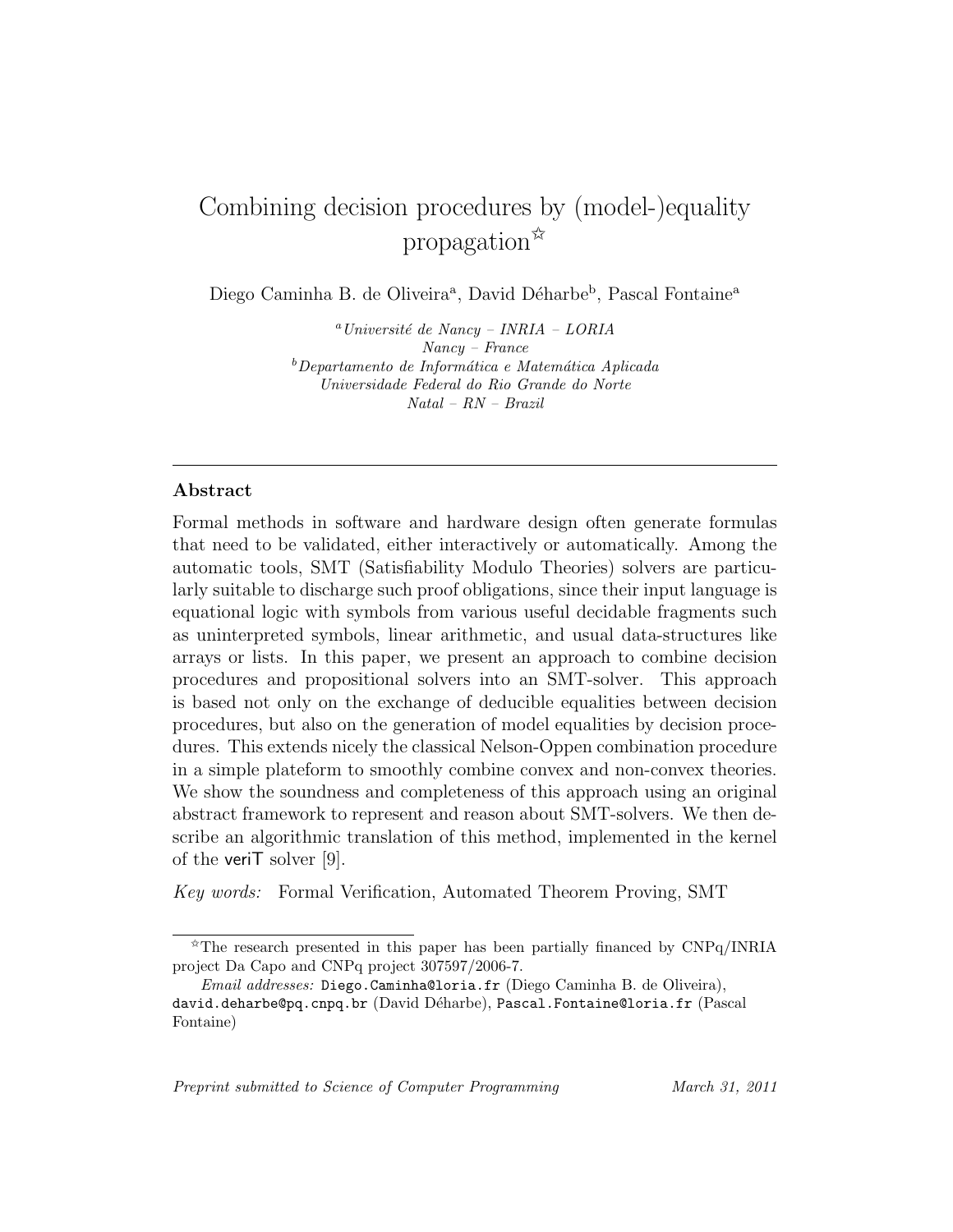# Combining decision procedures by (model-)equality propagation[☆]

Diego Caminha B. de Oliveira[a], David Déharbe[b], Pascal Fontaine[a]

[a] *Université de Nancy – INRIA – LORIA*
*Nancy – France*
[b] *Departamento de Informática e Matemática Aplicada*
*Universidade Federal do Rio Grande do Norte*
*Natal – RN – Brazil*

---

## Abstract

Formal methods in software and hardware design often generate formulas that need to be validated, either interactively or automatically. Among the automatic tools, SMT (Satisfiability Modulo Theories) solvers are particularly suitable to discharge such proof obligations, since their input language is equational logic with symbols from various useful decidable fragments such as uninterpreted symbols, linear arithmetic, and usual data-structures like arrays or lists. In this paper, we present an approach to combine decision procedures and propositional solvers into an SMT-solver. This approach is based not only on the exchange of deducible equalities between decision procedures, but also on the generation of model equalities by decision procedures. This extends nicely the classical Nelson-Oppen combination procedure in a simple plateform to smoothly combine convex and non-convex theories. We show the soundness and completeness of this approach using an original abstract framework to represent and reason about SMT-solvers. We then describe an algorithmic translation of this method, implemented in the kernel of the veriT solver [9].

*Key words:* Formal Verification, Automated Theorem Proving, SMT

---

[☆] The research presented in this paper has been partially financed by CNPq/INRIA project Da Capo and CNPq project 307597/2006-7.

*Email addresses:* Diego.Caminha@loria.fr (Diego Caminha B. de Oliveira), david.deharbe@pq.cnpq.br (David Déharbe), Pascal.Fontaine@loria.fr (Pascal Fontaine)

*Preprint submitted to Science of Computer Programming* — *March 31, 2011*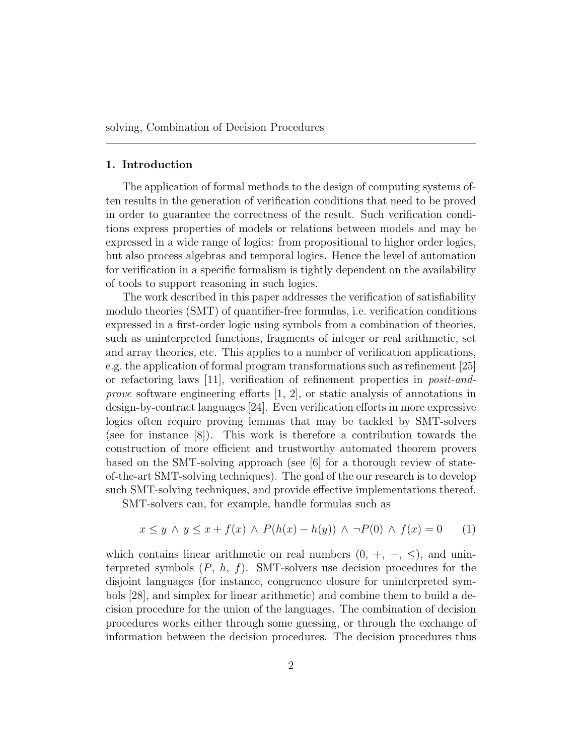solving, Combination of Decision Procedures

## 1. Introduction

The application of formal methods to the design of computing systems often results in the generation of verification conditions that need to be proved in order to guarantee the correctness of the result. Such verification conditions express properties of models or relations between models and may be expressed in a wide range of logics: from propositional to higher order logics, but also process algebras and temporal logics. Hence the level of automation for verification in a specific formalism is tightly dependent on the availability of tools to support reasoning in such logics.

The work described in this paper addresses the verification of satisfiability modulo theories (SMT) of quantifier-free formulas, i.e. verification conditions expressed in a first-order logic using symbols from a combination of theories, such as uninterpreted functions, fragments of integer or real arithmetic, set and array theories, etc. This applies to a number of verification applications, e.g. the application of formal program transformations such as refinement [25] or refactoring laws [11], verification of refinement properties in *posit-and-prove* software engineering efforts [1, 2], or static analysis of annotations in design-by-contract languages [24]. Even verification efforts in more expressive logics often require proving lemmas that may be tackled by SMT-solvers (see for instance [8]). This work is therefore a contribution towards the construction of more efficient and trustworthy automated theorem provers based on the SMT-solving approach (see [6] for a thorough review of state-of-the-art SMT-solving techniques). The goal of the our research is to develop such SMT-solving techniques, and provide effective implementations thereof.

SMT-solvers can, for example, handle formulas such as

$$x \leq y \land y \leq x + f(x) \land P(h(x) - h(y)) \land \neg P(0) \land f(x) = 0 \qquad (1)$$

which contains linear arithmetic on real numbers ($0$, $+$, $-$, $\leq$), and uninterpreted symbols ($P$, $h$, $f$). SMT-solvers use decision procedures for the disjoint languages (for instance, congruence closure for uninterpreted symbols [28], and simplex for linear arithmetic) and combine them to build a decision procedure for the union of the languages. The combination of decision procedures works either through some guessing, or through the exchange of information between the decision procedures. The decision procedures thus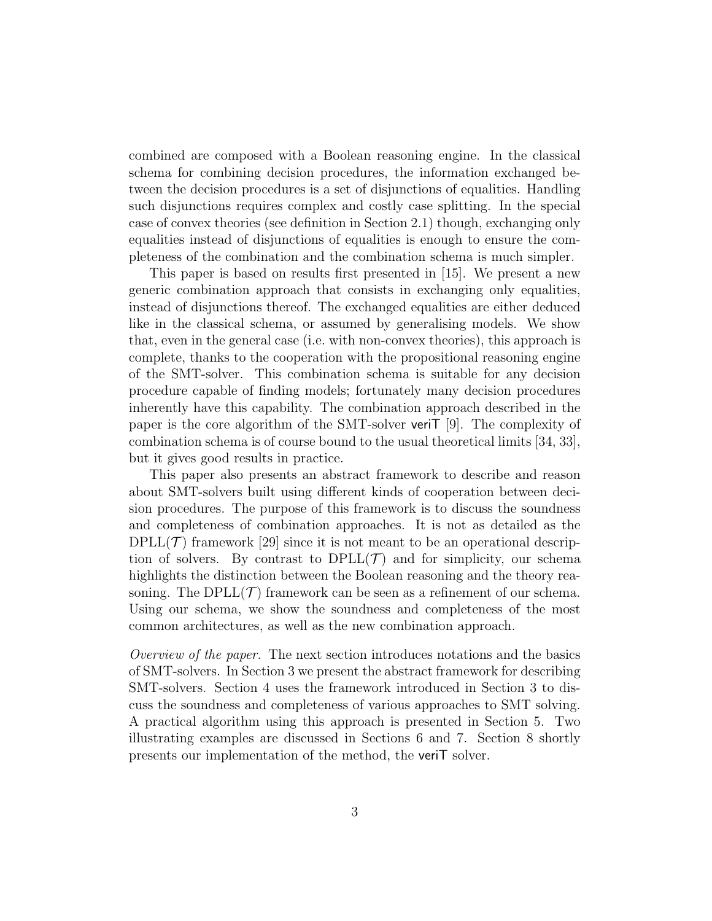combined are composed with a Boolean reasoning engine. In the classical schema for combining decision procedures, the information exchanged between the decision procedures is a set of disjunctions of equalities. Handling such disjunctions requires complex and costly case splitting. In the special case of convex theories (see definition in Section 2.1) though, exchanging only equalities instead of disjunctions of equalities is enough to ensure the completeness of the combination and the combination schema is much simpler.

This paper is based on results first presented in [15]. We present a new generic combination approach that consists in exchanging only equalities, instead of disjunctions thereof. The exchanged equalities are either deduced like in the classical schema, or assumed by generalising models. We show that, even in the general case (i.e. with non-convex theories), this approach is complete, thanks to the cooperation with the propositional reasoning engine of the SMT-solver. This combination schema is suitable for any decision procedure capable of finding models; fortunately many decision procedures inherently have this capability. The combination approach described in the paper is the core algorithm of the SMT-solver veriT [9]. The complexity of combination schema is of course bound to the usual theoretical limits [34, 33], but it gives good results in practice.

This paper also presents an abstract framework to describe and reason about SMT-solvers built using different kinds of cooperation between decision procedures. The purpose of this framework is to discuss the soundness and completeness of combination approaches. It is not as detailed as the DPLL($\mathcal{T}$) framework [29] since it is not meant to be an operational description of solvers. By contrast to DPLL($\mathcal{T}$) and for simplicity, our schema highlights the distinction between the Boolean reasoning and the theory reasoning. The DPLL($\mathcal{T}$) framework can be seen as a refinement of our schema. Using our schema, we show the soundness and completeness of the most common architectures, as well as the new combination approach.

*Overview of the paper.* The next section introduces notations and the basics of SMT-solvers. In Section 3 we present the abstract framework for describing SMT-solvers. Section 4 uses the framework introduced in Section 3 to discuss the soundness and completeness of various approaches to SMT solving. A practical algorithm using this approach is presented in Section 5. Two illustrating examples are discussed in Sections 6 and 7. Section 8 shortly presents our implementation of the method, the veriT solver.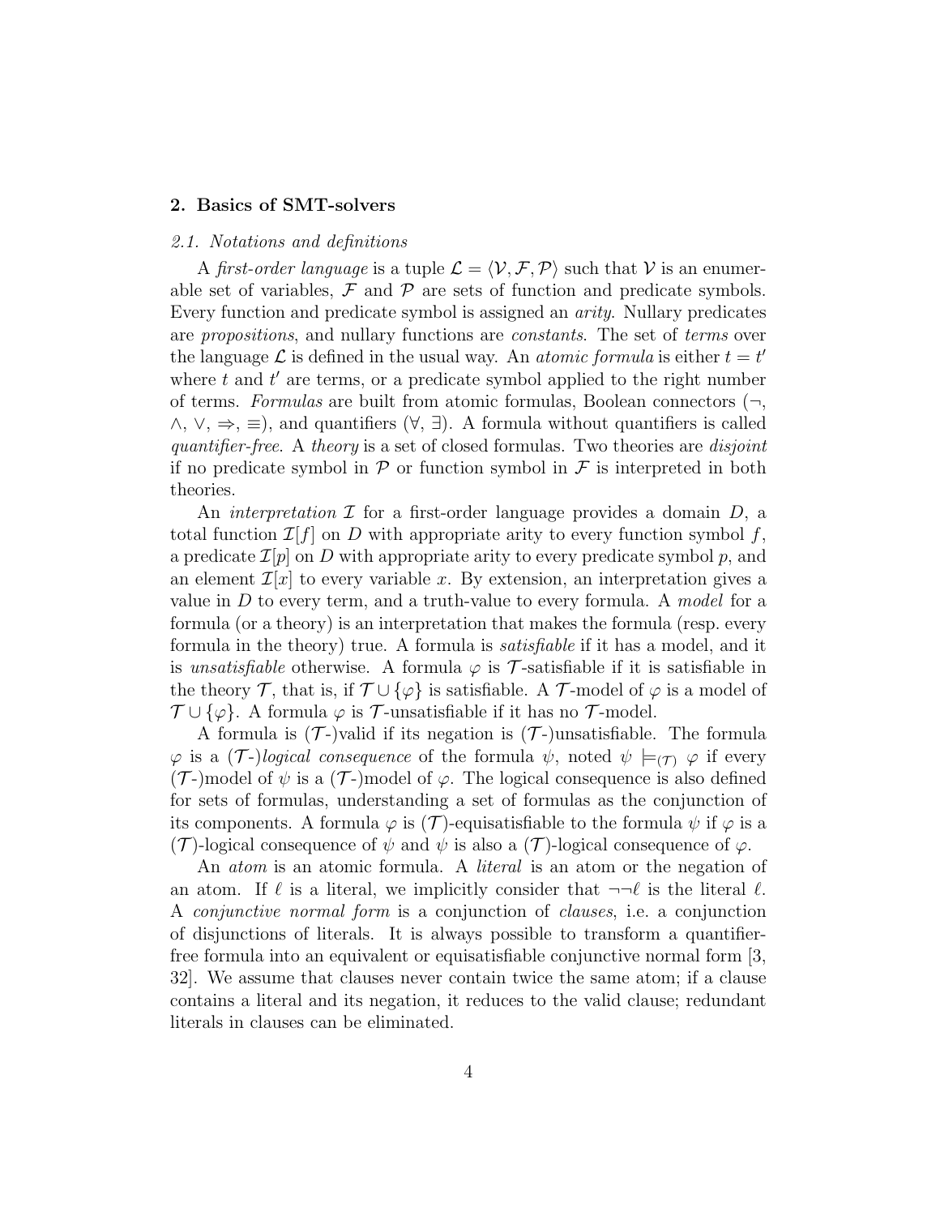## 2. Basics of SMT-solvers

### *2.1. Notations and definitions*

A *first-order language* is a tuple $\mathcal{L} = \langle \mathcal{V}, \mathcal{F}, \mathcal{P} \rangle$ such that $\mathcal{V}$ is an enumerable set of variables, $\mathcal{F}$ and $\mathcal{P}$ are sets of function and predicate symbols. Every function and predicate symbol is assigned an *arity*. Nullary predicates are *propositions*, and nullary functions are *constants*. The set of *terms* over the language $\mathcal{L}$ is defined in the usual way. An *atomic formula* is either $t = t'$ where $t$ and $t'$ are terms, or a predicate symbol applied to the right number of terms. *Formulas* are built from atomic formulas, Boolean connectors ($\neg$, $\wedge$, $\vee$, $\Rightarrow$, $\equiv$), and quantifiers ($\forall$, $\exists$). A formula without quantifiers is called *quantifier-free*. A *theory* is a set of closed formulas. Two theories are *disjoint* if no predicate symbol in $\mathcal{P}$ or function symbol in $\mathcal{F}$ is interpreted in both theories.

An *interpretation* $\mathcal{I}$ for a first-order language provides a domain $D$, a total function $\mathcal{I}[f]$ on $D$ with appropriate arity to every function symbol $f$, a predicate $\mathcal{I}[p]$ on $D$ with appropriate arity to every predicate symbol $p$, and an element $\mathcal{I}[x]$ to every variable $x$. By extension, an interpretation gives a value in $D$ to every term, and a truth-value to every formula. A *model* for a formula (or a theory) is an interpretation that makes the formula (resp. every formula in the theory) true. A formula is *satisfiable* if it has a model, and it is *unsatisfiable* otherwise. A formula $\varphi$ is $\mathcal{T}$-satisfiable if it is satisfiable in the theory $\mathcal{T}$, that is, if $\mathcal{T} \cup \{\varphi\}$ is satisfiable. A $\mathcal{T}$-model of $\varphi$ is a model of $\mathcal{T} \cup \{\varphi\}$. A formula $\varphi$ is $\mathcal{T}$-unsatisfiable if it has no $\mathcal{T}$-model.

A formula is ($\mathcal{T}$-)valid if its negation is ($\mathcal{T}$-)unsatisfiable. The formula $\varphi$ is a ($\mathcal{T}$-)*logical consequence* of the formula $\psi$, noted $\psi \models_{(\mathcal{T})} \varphi$ if every ($\mathcal{T}$-)model of $\psi$ is a ($\mathcal{T}$-)model of $\varphi$. The logical consequence is also defined for sets of formulas, understanding a set of formulas as the conjunction of its components. A formula $\varphi$ is ($\mathcal{T}$)-equisatisfiable to the formula $\psi$ if $\varphi$ is a ($\mathcal{T}$)-logical consequence of $\psi$ and $\psi$ is also a ($\mathcal{T}$)-logical consequence of $\varphi$.

An *atom* is an atomic formula. A *literal* is an atom or the negation of an atom. If $\ell$ is a literal, we implicitly consider that $\neg\neg\ell$ is the literal $\ell$. A *conjunctive normal form* is a conjunction of *clauses*, i.e. a conjunction of disjunctions of literals. It is always possible to transform a quantifier-free formula into an equivalent or equisatisfiable conjunctive normal form [3, 32]. We assume that clauses never contain twice the same atom; if a clause contains a literal and its negation, it reduces to the valid clause; redundant literals in clauses can be eliminated.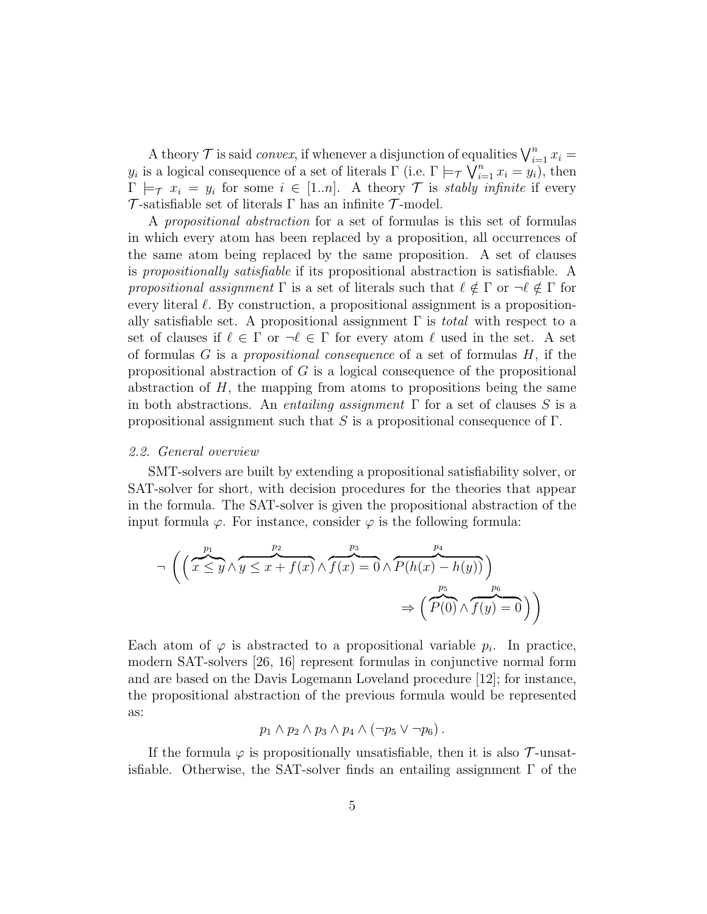A theory $\mathcal{T}$ is said *convex*, if whenever a disjunction of equalities $\bigvee_{i=1}^{n} x_i = y_i$ is a logical consequence of a set of literals $\Gamma$ (i.e. $\Gamma \models_{\mathcal{T}} \bigvee_{i=1}^{n} x_i = y_i$), then $\Gamma \models_{\mathcal{T}} x_i = y_i$ for some $i \in [1..n]$. A theory $\mathcal{T}$ is *stably infinite* if every $\mathcal{T}$-satisfiable set of literals $\Gamma$ has an infinite $\mathcal{T}$-model.

A *propositional abstraction* for a set of formulas is this set of formulas in which every atom has been replaced by a proposition, all occurrences of the same atom being replaced by the same proposition. A set of clauses is *propositionally satisfiable* if its propositional abstraction is satisfiable. A *propositional assignment* $\Gamma$ is a set of literals such that $\ell \notin \Gamma$ or $\neg\ell \notin \Gamma$ for every literal $\ell$. By construction, a propositional assignment is a propositionally satisfiable set. A propositional assignment $\Gamma$ is *total* with respect to a set of clauses if $\ell \in \Gamma$ or $\neg\ell \in \Gamma$ for every atom $\ell$ used in the set. A set of formulas $G$ is a *propositional consequence* of a set of formulas $H$, if the propositional abstraction of $G$ is a logical consequence of the propositional abstraction of $H$, the mapping from atoms to propositions being the same in both abstractions. An *entailing assignment* $\Gamma$ for a set of clauses $S$ is a propositional assignment such that $S$ is a propositional consequence of $\Gamma$.

### *2.2. General overview*

SMT-solvers are built by extending a propositional satisfiability solver, or SAT-solver for short, with decision procedures for the theories that appear in the formula. The SAT-solver is given the propositional abstraction of the input formula $\varphi$. For instance, consider $\varphi$ is the following formula:

$$\neg\left(\left(\overbrace{x \leq y}^{p_1} \wedge \overbrace{y \leq x + f(x)}^{p_2} \wedge \overbrace{f(x) = 0}^{p_3} \wedge \overbrace{P(h(x) - h(y))}^{p_4}\right) \Rightarrow \left(\overbrace{P(0)}^{p_5} \wedge \overbrace{f(y) = 0}^{p_6}\right)\right)$$

Each atom of $\varphi$ is abstracted to a propositional variable $p_i$. In practice, modern SAT-solvers [26, 16] represent formulas in conjunctive normal form and are based on the Davis Logemann Loveland procedure [12]; for instance, the propositional abstraction of the previous formula would be represented as:

$$p_1 \wedge p_2 \wedge p_3 \wedge p_4 \wedge (\neg p_5 \vee \neg p_6)\,.$$

If the formula $\varphi$ is propositionally unsatisfiable, then it is also $\mathcal{T}$-unsatisfiable. Otherwise, the SAT-solver finds an entailing assignment $\Gamma$ of the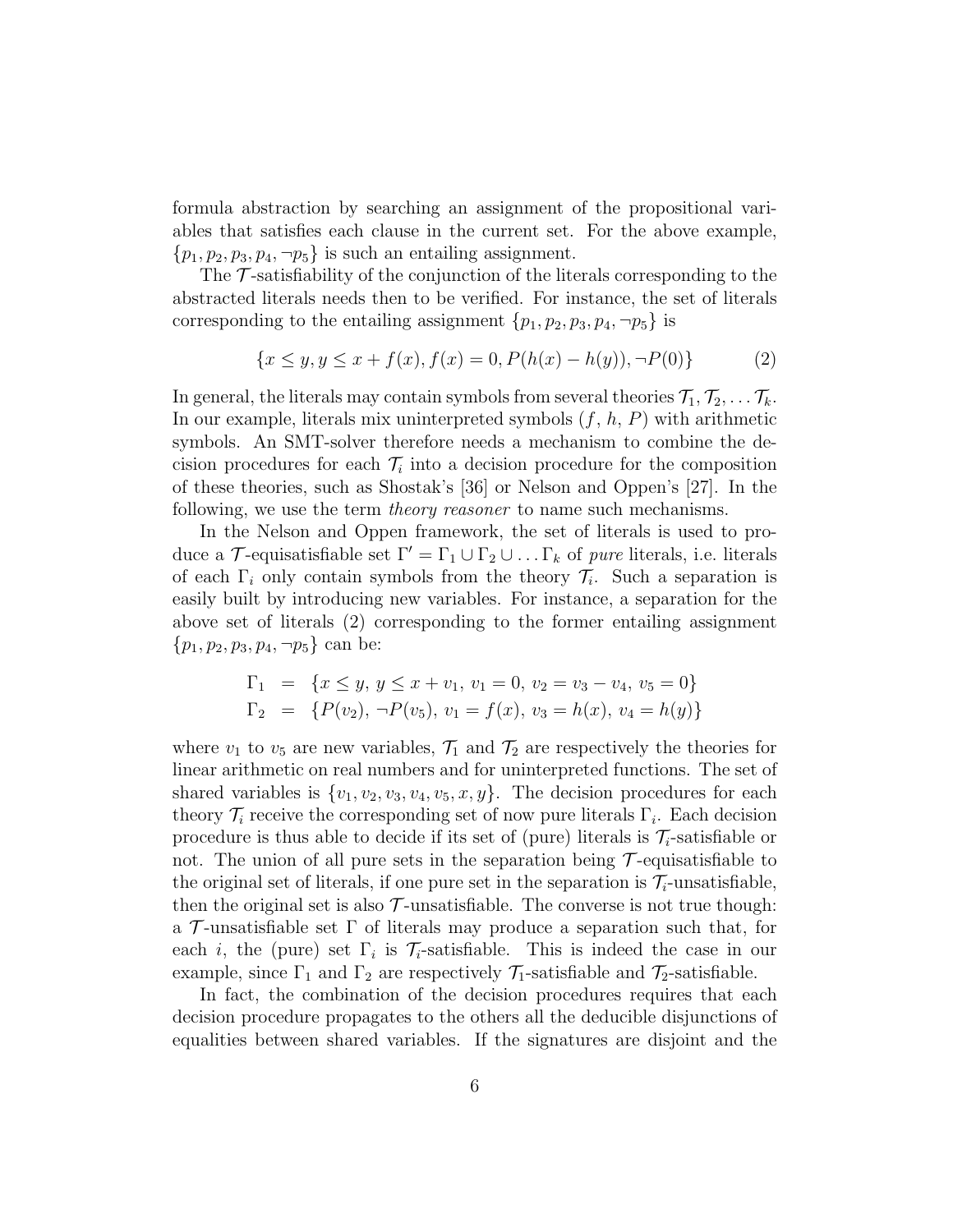formula abstraction by searching an assignment of the propositional variables that satisfies each clause in the current set. For the above example, $\{p_1, p_2, p_3, p_4, \neg p_5\}$ is such an entailing assignment.

The $\mathcal{T}$-satisfiability of the conjunction of the literals corresponding to the abstracted literals needs then to be verified. For instance, the set of literals corresponding to the entailing assignment $\{p_1, p_2, p_3, p_4, \neg p_5\}$ is

$$\{x \leq y, y \leq x + f(x), f(x) = 0, P(h(x) - h(y)), \neg P(0)\} \tag{2}$$

In general, the literals may contain symbols from several theories $\mathcal{T}_1, \mathcal{T}_2, \ldots \mathcal{T}_k$. In our example, literals mix uninterpreted symbols ($f$, $h$, $P$) with arithmetic symbols. An SMT-solver therefore needs a mechanism to combine the decision procedures for each $\mathcal{T}_i$ into a decision procedure for the composition of these theories, such as Shostak's [36] or Nelson and Oppen's [27]. In the following, we use the term *theory reasoner* to name such mechanisms.

In the Nelson and Oppen framework, the set of literals is used to produce a $\mathcal{T}$-equisatisfiable set $\Gamma' = \Gamma_1 \cup \Gamma_2 \cup \ldots \Gamma_k$ of *pure* literals, i.e. literals of each $\Gamma_i$ only contain symbols from the theory $\mathcal{T}_i$. Such a separation is easily built by introducing new variables. For instance, a separation for the above set of literals (2) corresponding to the former entailing assignment $\{p_1, p_2, p_3, p_4, \neg p_5\}$ can be:

$$\begin{aligned}
\Gamma_1 &= \{x \leq y,\ y \leq x + v_1,\ v_1 = 0,\ v_2 = v_3 - v_4,\ v_5 = 0\} \\
\Gamma_2 &= \{P(v_2),\ \neg P(v_5),\ v_1 = f(x),\ v_3 = h(x),\ v_4 = h(y)\}
\end{aligned}$$

where $v_1$ to $v_5$ are new variables, $\mathcal{T}_1$ and $\mathcal{T}_2$ are respectively the theories for linear arithmetic on real numbers and for uninterpreted functions. The set of shared variables is $\{v_1, v_2, v_3, v_4, v_5, x, y\}$. The decision procedures for each theory $\mathcal{T}_i$ receive the corresponding set of now pure literals $\Gamma_i$. Each decision procedure is thus able to decide if its set of (pure) literals is $\mathcal{T}_i$-satisfiable or not. The union of all pure sets in the separation being $\mathcal{T}$-equisatisfiable to the original set of literals, if one pure set in the separation is $\mathcal{T}_i$-unsatisfiable, then the original set is also $\mathcal{T}$-unsatisfiable. The converse is not true though: a $\mathcal{T}$-unsatisfiable set $\Gamma$ of literals may produce a separation such that, for each $i$, the (pure) set $\Gamma_i$ is $\mathcal{T}_i$-satisfiable. This is indeed the case in our example, since $\Gamma_1$ and $\Gamma_2$ are respectively $\mathcal{T}_1$-satisfiable and $\mathcal{T}_2$-satisfiable.

In fact, the combination of the decision procedures requires that each decision procedure propagates to the others all the deducible disjunctions of equalities between shared variables. If the signatures are disjoint and the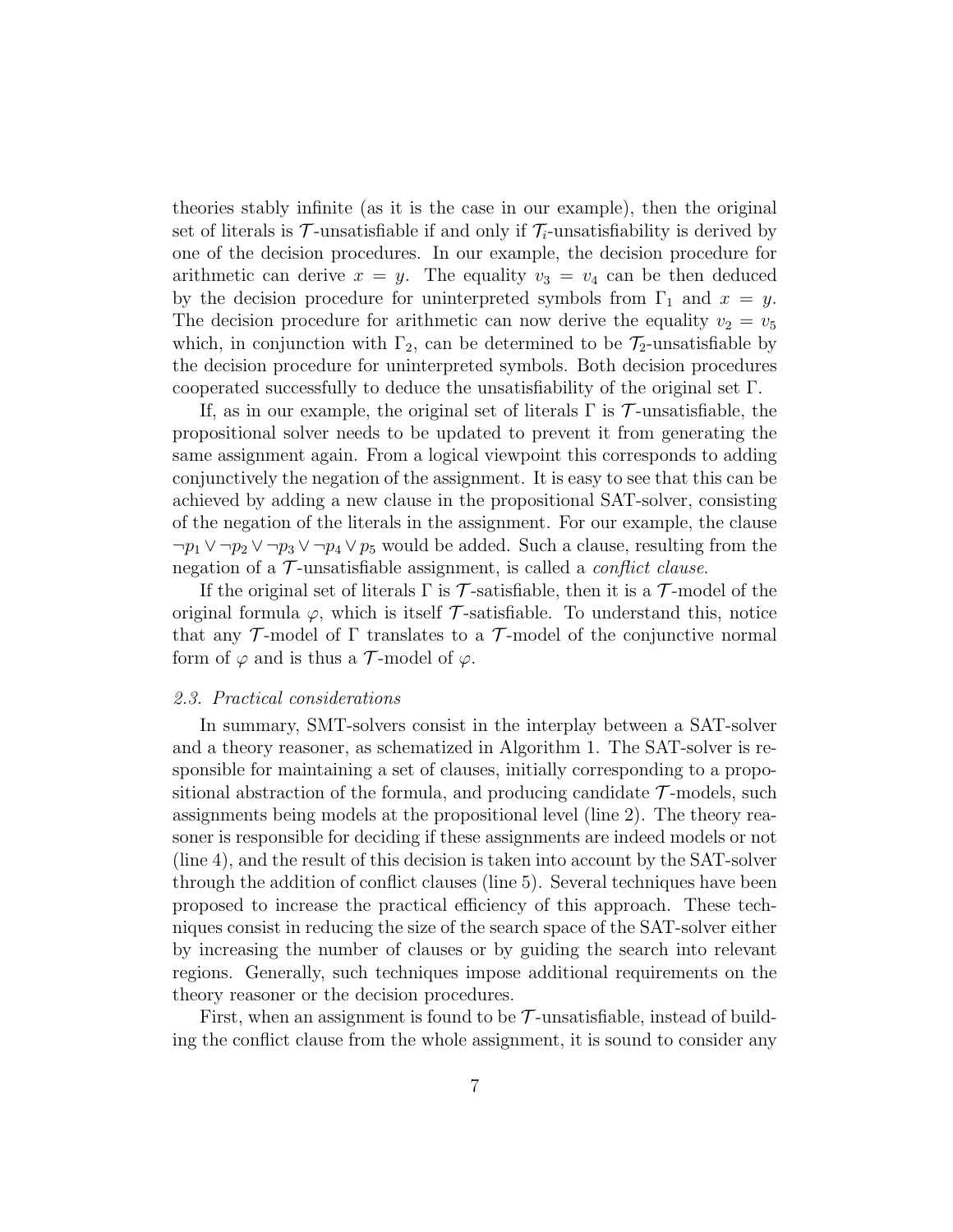theories stably infinite (as it is the case in our example), then the original set of literals is $\mathcal{T}$-unsatisfiable if and only if $\mathcal{T}_i$-unsatisfiability is derived by one of the decision procedures. In our example, the decision procedure for arithmetic can derive $x = y$. The equality $v_3 = v_4$ can be then deduced by the decision procedure for uninterpreted symbols from $\Gamma_1$ and $x = y$. The decision procedure for arithmetic can now derive the equality $v_2 = v_5$ which, in conjunction with $\Gamma_2$, can be determined to be $\mathcal{T}_2$-unsatisfiable by the decision procedure for uninterpreted symbols. Both decision procedures cooperated successfully to deduce the unsatisfiability of the original set $\Gamma$.

If, as in our example, the original set of literals $\Gamma$ is $\mathcal{T}$-unsatisfiable, the propositional solver needs to be updated to prevent it from generating the same assignment again. From a logical viewpoint this corresponds to adding conjunctively the negation of the assignment. It is easy to see that this can be achieved by adding a new clause in the propositional SAT-solver, consisting of the negation of the literals in the assignment. For our example, the clause $\neg p_1 \vee \neg p_2 \vee \neg p_3 \vee \neg p_4 \vee p_5$ would be added. Such a clause, resulting from the negation of a $\mathcal{T}$-unsatisfiable assignment, is called a *conflict clause*.

If the original set of literals $\Gamma$ is $\mathcal{T}$-satisfiable, then it is a $\mathcal{T}$-model of the original formula $\varphi$, which is itself $\mathcal{T}$-satisfiable. To understand this, notice that any $\mathcal{T}$-model of $\Gamma$ translates to a $\mathcal{T}$-model of the conjunctive normal form of $\varphi$ and is thus a $\mathcal{T}$-model of $\varphi$.

### 2.3. Practical considerations

In summary, SMT-solvers consist in the interplay between a SAT-solver and a theory reasoner, as schematized in Algorithm 1. The SAT-solver is responsible for maintaining a set of clauses, initially corresponding to a propositional abstraction of the formula, and producing candidate $\mathcal{T}$-models, such assignments being models at the propositional level (line 2). The theory reasoner is responsible for deciding if these assignments are indeed models or not (line 4), and the result of this decision is taken into account by the SAT-solver through the addition of conflict clauses (line 5). Several techniques have been proposed to increase the practical efficiency of this approach. These techniques consist in reducing the size of the search space of the SAT-solver either by increasing the number of clauses or by guiding the search into relevant regions. Generally, such techniques impose additional requirements on the theory reasoner or the decision procedures.

First, when an assignment is found to be $\mathcal{T}$-unsatisfiable, instead of building the conflict clause from the whole assignment, it is sound to consider any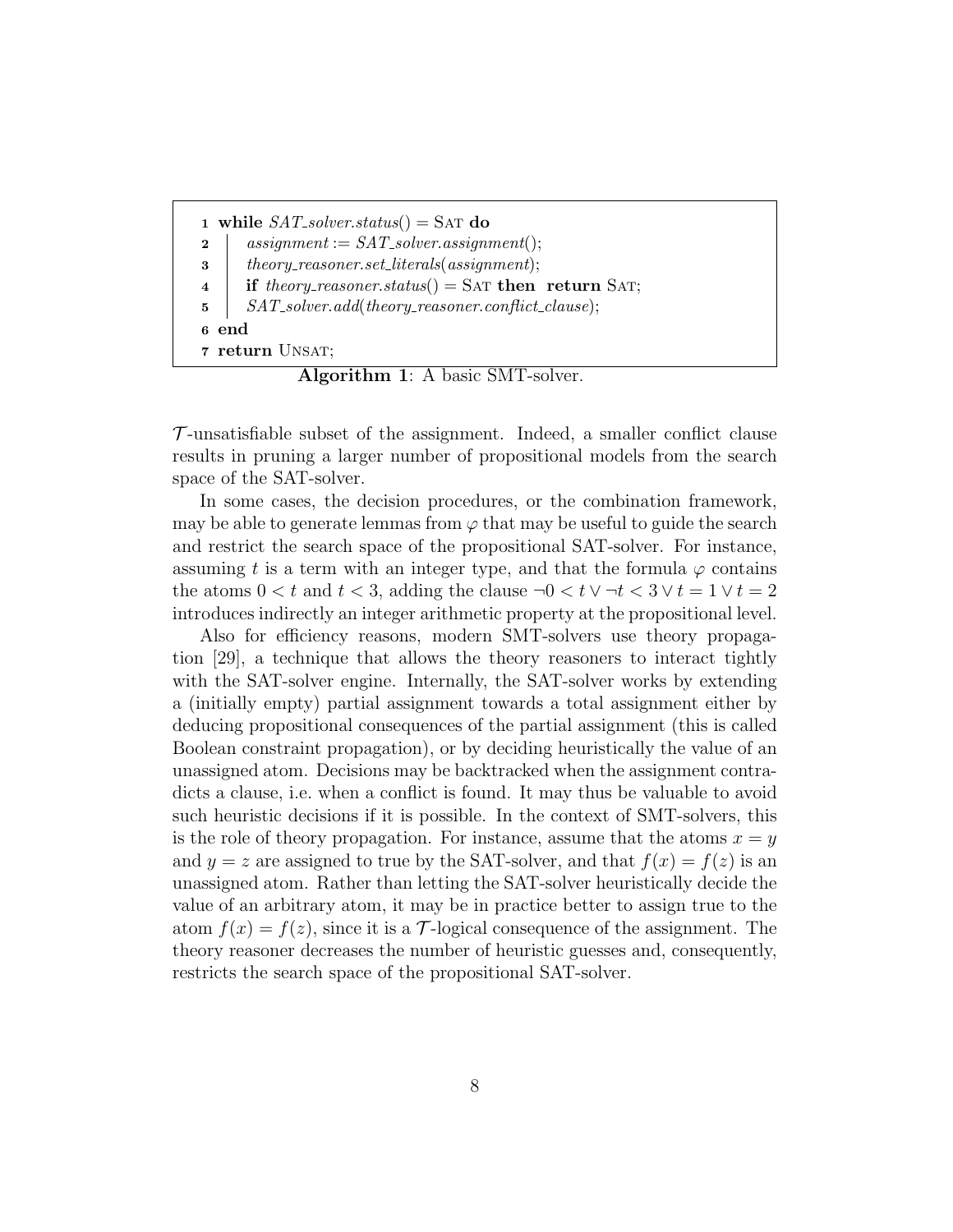```
1 while SAT_solver.status() = SAT do
2     assignment := SAT_solver.assignment();
3     theory_reasoner.set_literals(assignment);
4     if theory_reasoner.status() = SAT then return SAT;
5     SAT_solver.add(theory_reasoner.conflict_clause);
6 end
7 return UNSAT;
```

**Algorithm 1**: A basic SMT-solver.

$\mathcal{T}$-unsatisfiable subset of the assignment. Indeed, a smaller conflict clause results in pruning a larger number of propositional models from the search space of the SAT-solver.

In some cases, the decision procedures, or the combination framework, may be able to generate lemmas from $\varphi$ that may be useful to guide the search and restrict the search space of the propositional SAT-solver. For instance, assuming $t$ is a term with an integer type, and that the formula $\varphi$ contains the atoms $0 < t$ and $t < 3$, adding the clause $\neg 0 < t \vee \neg t < 3 \vee t = 1 \vee t = 2$ introduces indirectly an integer arithmetic property at the propositional level.

Also for efficiency reasons, modern SMT-solvers use theory propagation [29], a technique that allows the theory reasoners to interact tightly with the SAT-solver engine. Internally, the SAT-solver works by extending a (initially empty) partial assignment towards a total assignment either by deducing propositional consequences of the partial assignment (this is called Boolean constraint propagation), or by deciding heuristically the value of an unassigned atom. Decisions may be backtracked when the assignment contradicts a clause, i.e. when a conflict is found. It may thus be valuable to avoid such heuristic decisions if it is possible. In the context of SMT-solvers, this is the role of theory propagation. For instance, assume that the atoms $x = y$ and $y = z$ are assigned to true by the SAT-solver, and that $f(x) = f(z)$ is an unassigned atom. Rather than letting the SAT-solver heuristically decide the value of an arbitrary atom, it may be in practice better to assign true to the atom $f(x) = f(z)$, since it is a $\mathcal{T}$-logical consequence of the assignment. The theory reasoner decreases the number of heuristic guesses and, consequently, restricts the search space of the propositional SAT-solver.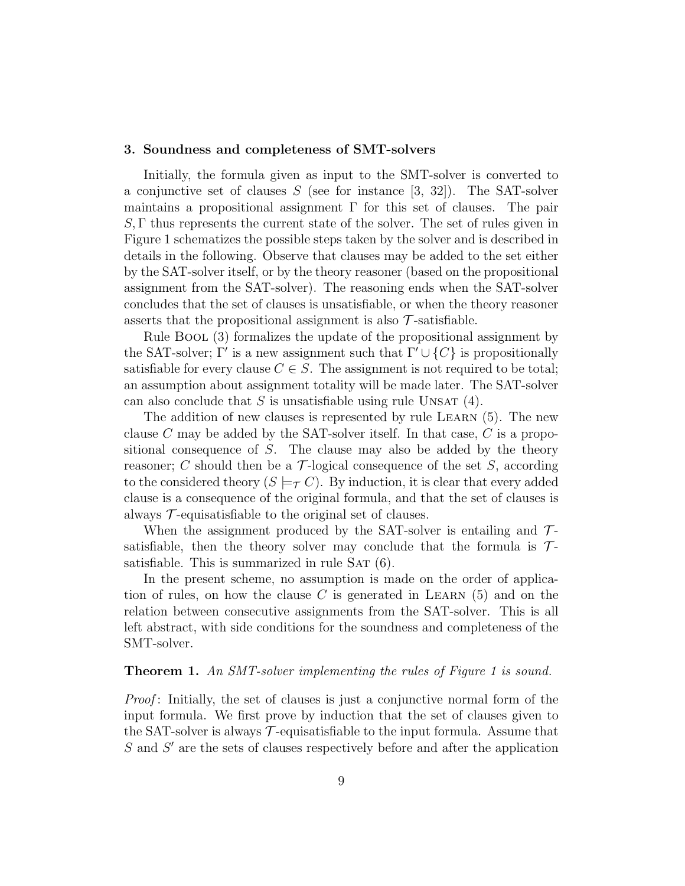### 3. Soundness and completeness of SMT-solvers

Initially, the formula given as input to the SMT-solver is converted to a conjunctive set of clauses $S$ (see for instance [3, 32]). The SAT-solver maintains a propositional assignment $\Gamma$ for this set of clauses. The pair $S, \Gamma$ thus represents the current state of the solver. The set of rules given in Figure 1 schematizes the possible steps taken by the solver and is described in details in the following. Observe that clauses may be added to the set either by the SAT-solver itself, or by the theory reasoner (based on the propositional assignment from the SAT-solver). The reasoning ends when the SAT-solver concludes that the set of clauses is unsatisfiable, or when the theory reasoner asserts that the propositional assignment is also $\mathcal{T}$-satisfiable.

Rule Bool (3) formalizes the update of the propositional assignment by the SAT-solver; $\Gamma'$ is a new assignment such that $\Gamma' \cup \{C\}$ is propositionally satisfiable for every clause $C \in S$. The assignment is not required to be total; an assumption about assignment totality will be made later. The SAT-solver can also conclude that $S$ is unsatisfiable using rule Unsat (4).

The addition of new clauses is represented by rule Learn (5). The new clause $C$ may be added by the SAT-solver itself. In that case, $C$ is a propositional consequence of $S$. The clause may also be added by the theory reasoner; $C$ should then be a $\mathcal{T}$-logical consequence of the set $S$, according to the considered theory ($S \models_{\mathcal{T}} C$). By induction, it is clear that every added clause is a consequence of the original formula, and that the set of clauses is always $\mathcal{T}$-equisatisfiable to the original set of clauses.

When the assignment produced by the SAT-solver is entailing and $\mathcal{T}$-satisfiable, then the theory solver may conclude that the formula is $\mathcal{T}$-satisfiable. This is summarized in rule Sat (6).

In the present scheme, no assumption is made on the order of application of rules, on how the clause $C$ is generated in Learn (5) and on the relation between consecutive assignments from the SAT-solver. This is all left abstract, with side conditions for the soundness and completeness of the SMT-solver.

**Theorem 1.** *An SMT-solver implementing the rules of Figure 1 is sound.*

*Proof*: Initially, the set of clauses is just a conjunctive normal form of the input formula. We first prove by induction that the set of clauses given to the SAT-solver is always $\mathcal{T}$-equisatisfiable to the input formula. Assume that $S$ and $S'$ are the sets of clauses respectively before and after the application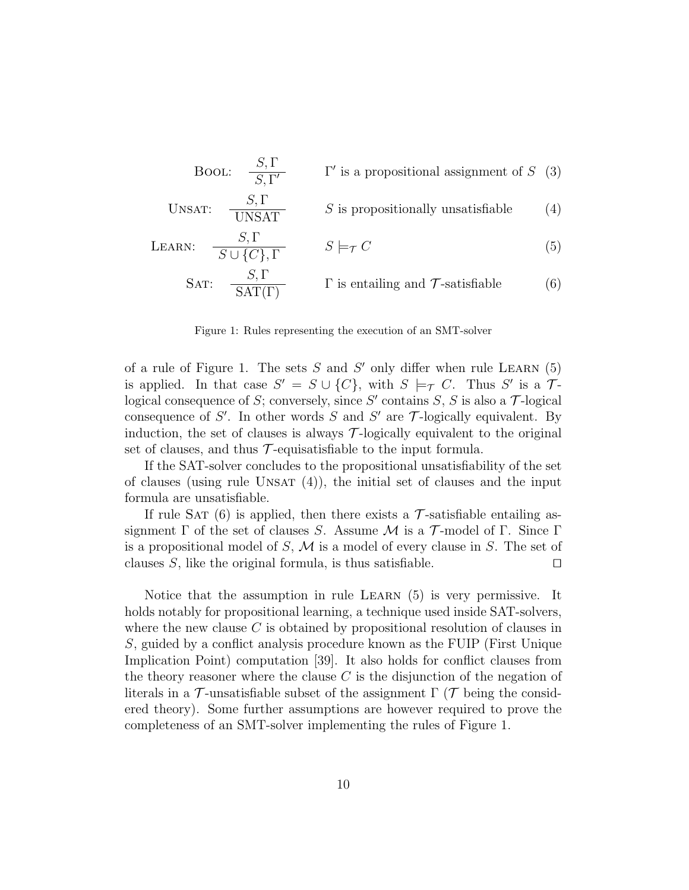$$\text{Bool:} \quad \frac{S, \Gamma}{S, \Gamma'} \qquad \Gamma' \text{ is a propositional assignment of } S \quad (3)$$

$$\text{Unsat:} \quad \frac{S, \Gamma}{\text{UNSAT}} \qquad S \text{ is propositionally unsatisfiable} \quad (4)$$

$$\text{Learn:} \quad \frac{S, \Gamma}{S \cup \{C\}, \Gamma} \qquad S \models_{\mathcal{T}} C \quad (5)$$

$$\text{Sat:} \quad \frac{S, \Gamma}{\text{SAT}(\Gamma)} \qquad \Gamma \text{ is entailing and } \mathcal{T}\text{-satisfiable} \quad (6)$$

Figure 1: Rules representing the execution of an SMT-solver

of a rule of Figure 1. The sets $S$ and $S'$ only differ when rule Learn (5) is applied. In that case $S' = S \cup \{C\}$, with $S \models_{\mathcal{T}} C$. Thus $S'$ is a $\mathcal{T}$-logical consequence of $S$; conversely, since $S'$ contains $S$, $S$ is also a $\mathcal{T}$-logical consequence of $S'$. In other words $S$ and $S'$ are $\mathcal{T}$-logically equivalent. By induction, the set of clauses is always $\mathcal{T}$-logically equivalent to the original set of clauses, and thus $\mathcal{T}$-equisatisfiable to the input formula.

If the SAT-solver concludes to the propositional unsatisfiability of the set of clauses (using rule Unsat (4)), the initial set of clauses and the input formula are unsatisfiable.

If rule Sat (6) is applied, then there exists a $\mathcal{T}$-satisfiable entailing assignment $\Gamma$ of the set of clauses $S$. Assume $\mathcal{M}$ is a $\mathcal{T}$-model of $\Gamma$. Since $\Gamma$ is a propositional model of $S$, $\mathcal{M}$ is a model of every clause in $S$. The set of clauses $S$, like the original formula, is thus satisfiable. □

Notice that the assumption in rule Learn (5) is very permissive. It holds notably for propositional learning, a technique used inside SAT-solvers, where the new clause $C$ is obtained by propositional resolution of clauses in $S$, guided by a conflict analysis procedure known as the FUIP (First Unique Implication Point) computation [39]. It also holds for conflict clauses from the theory reasoner where the clause $C$ is the disjunction of the negation of literals in a $\mathcal{T}$-unsatisfiable subset of the assignment $\Gamma$ ($\mathcal{T}$ being the considered theory). Some further assumptions are however required to prove the completeness of an SMT-solver implementing the rules of Figure 1.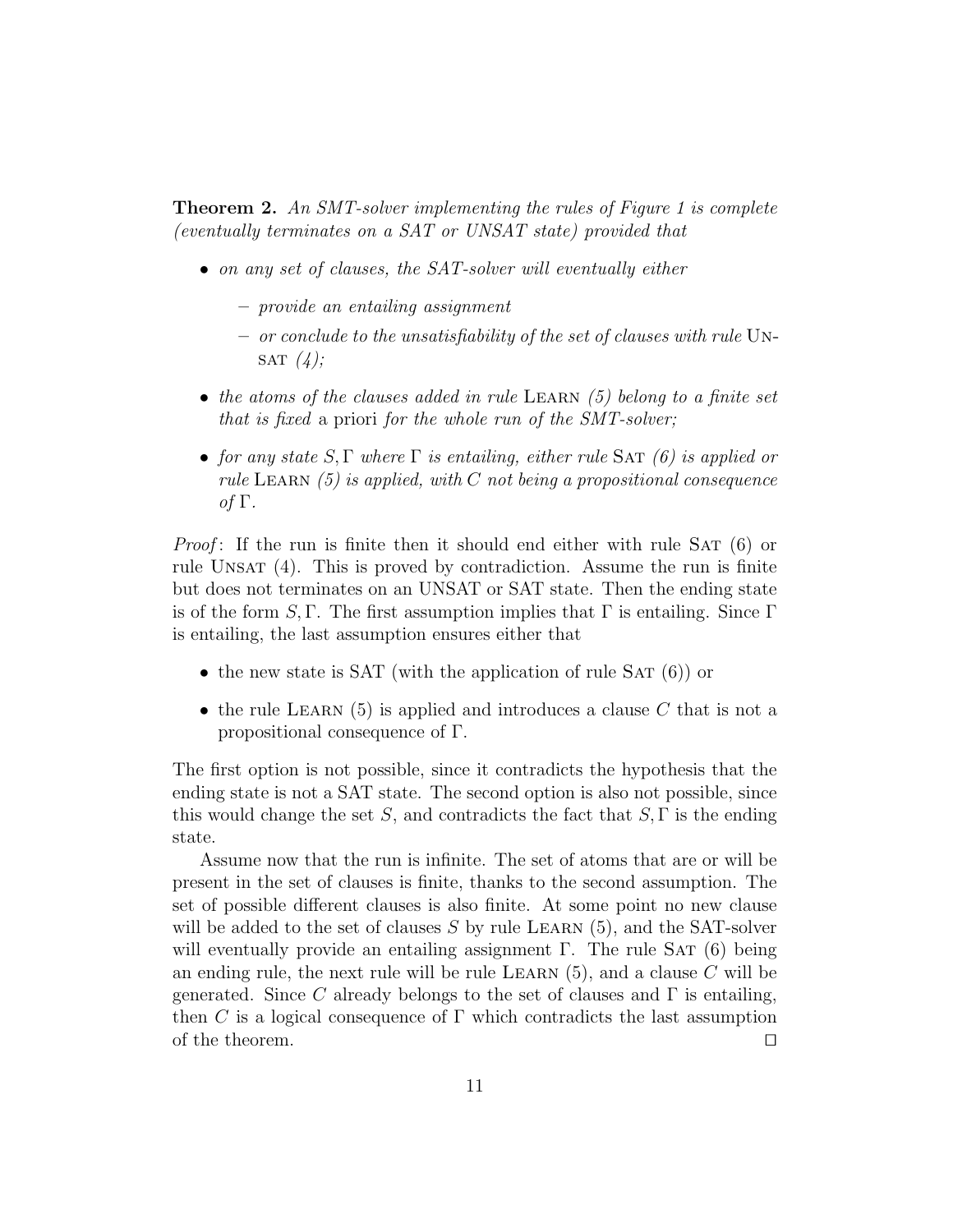**Theorem 2.** *An SMT-solver implementing the rules of Figure 1 is complete (eventually terminates on a SAT or UNSAT state) provided that*

- *on any set of clauses, the SAT-solver will eventually either*
  - *provide an entailing assignment*
  - *or conclude to the unsatisfiability of the set of clauses with rule* Unsat *(4);*
- *the atoms of the clauses added in rule* Learn *(5) belong to a finite set that is fixed* a priori *for the whole run of the SMT-solver;*
- *for any state $S, \Gamma$ where $\Gamma$ is entailing, either rule* Sat *(6) is applied or rule* Learn *(5) is applied, with $C$ not being a propositional consequence of $\Gamma$.*

*Proof*: If the run is finite then it should end either with rule Sat (6) or rule Unsat (4). This is proved by contradiction. Assume the run is finite but does not terminates on an UNSAT or SAT state. Then the ending state is of the form $S, \Gamma$. The first assumption implies that $\Gamma$ is entailing. Since $\Gamma$ is entailing, the last assumption ensures either that

- the new state is SAT (with the application of rule Sat (6)) or
- the rule Learn (5) is applied and introduces a clause $C$ that is not a propositional consequence of $\Gamma$.

The first option is not possible, since it contradicts the hypothesis that the ending state is not a SAT state. The second option is also not possible, since this would change the set $S$, and contradicts the fact that $S, \Gamma$ is the ending state.

Assume now that the run is infinite. The set of atoms that are or will be present in the set of clauses is finite, thanks to the second assumption. The set of possible different clauses is also finite. At some point no new clause will be added to the set of clauses $S$ by rule Learn (5), and the SAT-solver will eventually provide an entailing assignment $\Gamma$. The rule Sat (6) being an ending rule, the next rule will be rule Learn (5), and a clause $C$ will be generated. Since $C$ already belongs to the set of clauses and $\Gamma$ is entailing, then $C$ is a logical consequence of $\Gamma$ which contradicts the last assumption of the theorem. □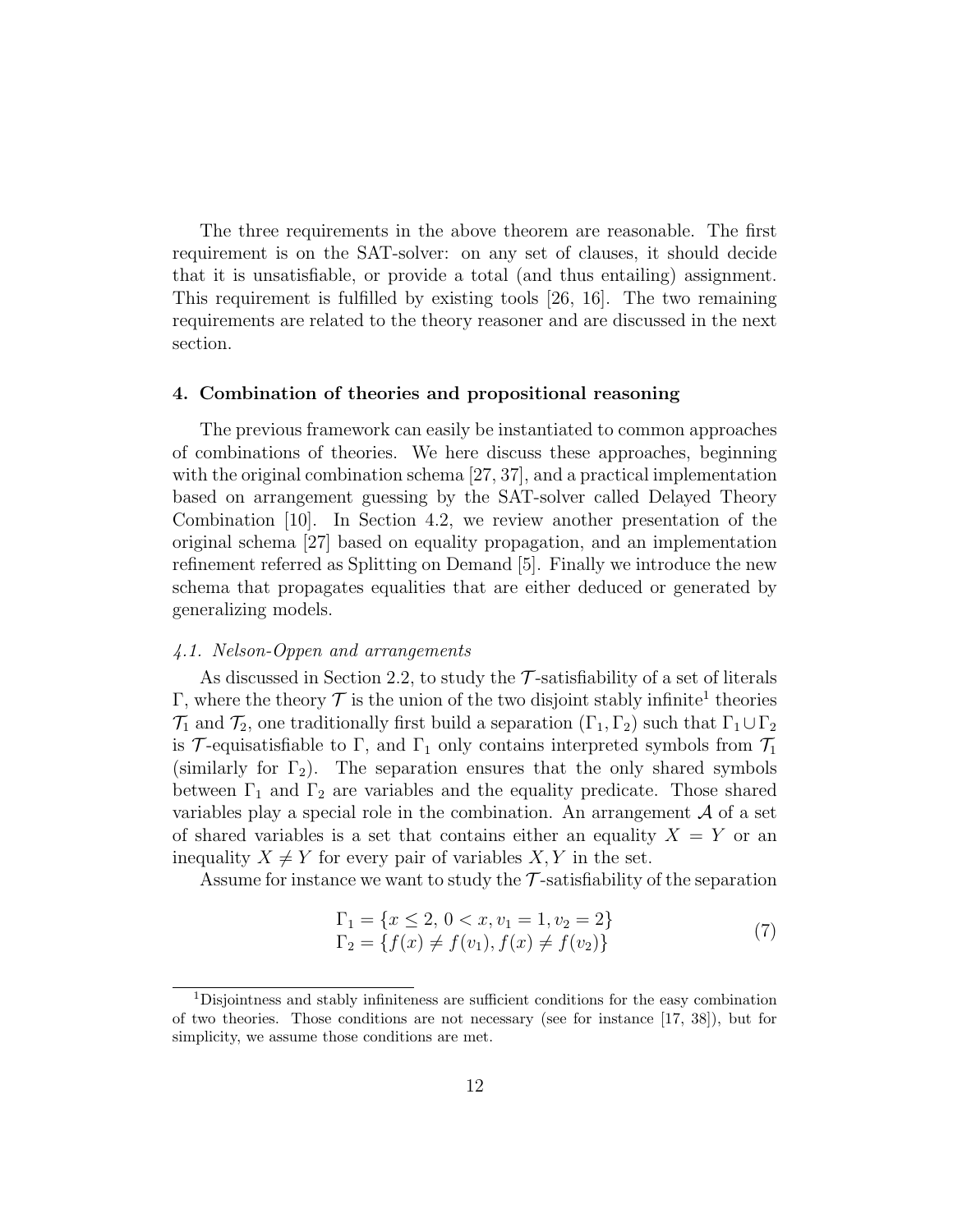The three requirements in the above theorem are reasonable. The first requirement is on the SAT-solver: on any set of clauses, it should decide that it is unsatisfiable, or provide a total (and thus entailing) assignment. This requirement is fulfilled by existing tools [26, 16]. The two remaining requirements are related to the theory reasoner and are discussed in the next section.

## 4. Combination of theories and propositional reasoning

The previous framework can easily be instantiated to common approaches of combinations of theories. We here discuss these approaches, beginning with the original combination schema [27, 37], and a practical implementation based on arrangement guessing by the SAT-solver called Delayed Theory Combination [10]. In Section 4.2, we review another presentation of the original schema [27] based on equality propagation, and an implementation refinement referred as Splitting on Demand [5]. Finally we introduce the new schema that propagates equalities that are either deduced or generated by generalizing models.

### *4.1. Nelson-Oppen and arrangements*

As discussed in Section 2.2, to study the $\mathcal{T}$-satisfiability of a set of literals $\Gamma$, where the theory $\mathcal{T}$ is the union of the two disjoint stably infinite[1] theories $\mathcal{T}_1$ and $\mathcal{T}_2$, one traditionally first build a separation $(\Gamma_1, \Gamma_2)$ such that $\Gamma_1 \cup \Gamma_2$ is $\mathcal{T}$-equisatisfiable to $\Gamma$, and $\Gamma_1$ only contains interpreted symbols from $\mathcal{T}_1$ (similarly for $\Gamma_2$). The separation ensures that the only shared symbols between $\Gamma_1$ and $\Gamma_2$ are variables and the equality predicate. Those shared variables play a special role in the combination. An arrangement $\mathcal{A}$ of a set of shared variables is a set that contains either an equality $X = Y$ or an inequality $X \neq Y$ for every pair of variables $X, Y$ in the set.

Assume for instance we want to study the $\mathcal{T}$-satisfiability of the separation

$$
\begin{aligned}
\Gamma_1 &= \{x \leq 2,\, 0 < x, v_1 = 1, v_2 = 2\} \\
\Gamma_2 &= \{f(x) \neq f(v_1), f(x) \neq f(v_2)\}
\end{aligned}
\tag{7}
$$

[1] Disjointness and stably infiniteness are sufficient conditions for the easy combination of two theories. Those conditions are not necessary (see for instance [17, 38]), but for simplicity, we assume those conditions are met.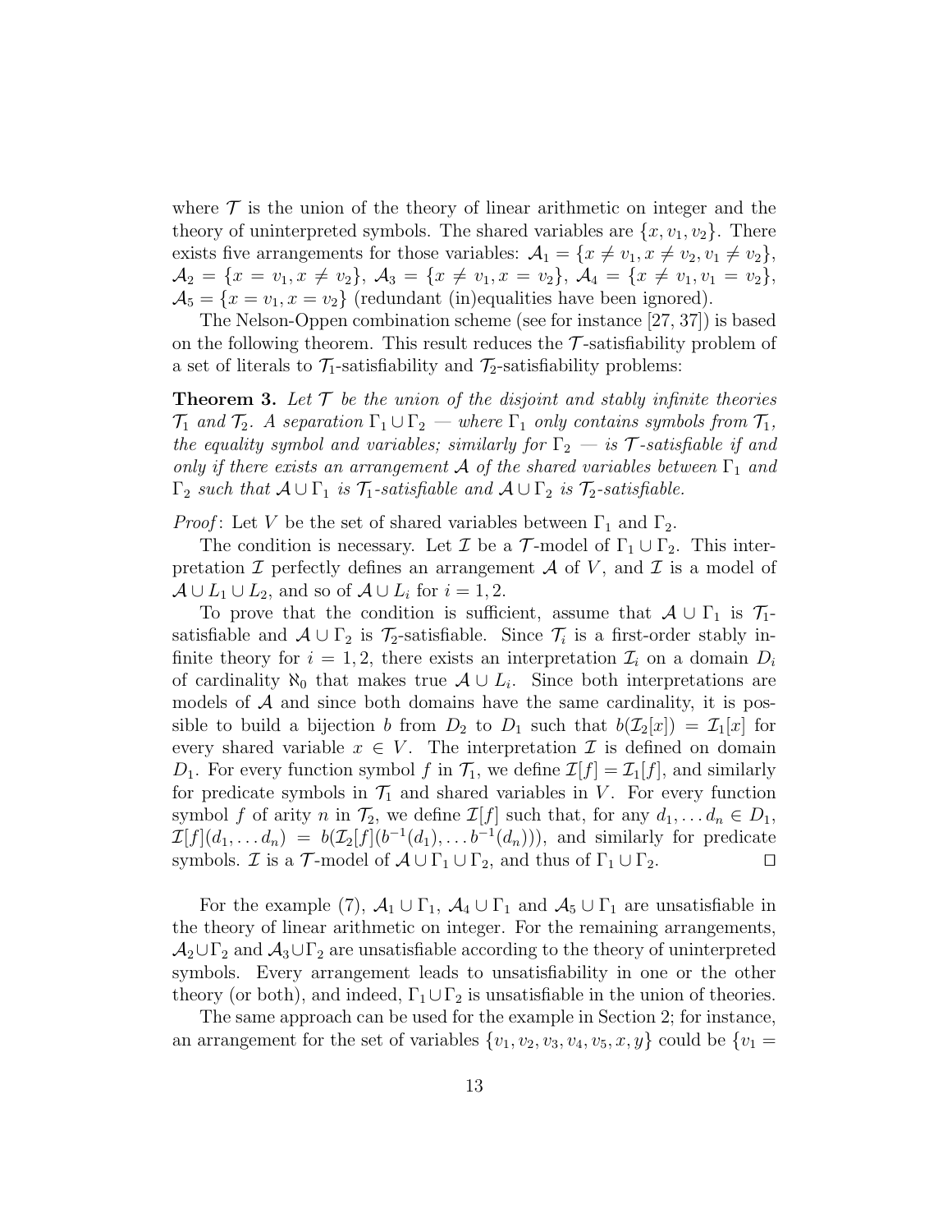where $\mathcal{T}$ is the union of the theory of linear arithmetic on integer and the theory of uninterpreted symbols. The shared variables are $\{x, v_1, v_2\}$. There exists five arrangements for those variables: $\mathcal{A}_1 = \{x \neq v_1, x \neq v_2, v_1 \neq v_2\}$, $\mathcal{A}_2 = \{x = v_1, x \neq v_2\}$, $\mathcal{A}_3 = \{x \neq v_1, x = v_2\}$, $\mathcal{A}_4 = \{x \neq v_1, v_1 = v_2\}$, $\mathcal{A}_5 = \{x = v_1, x = v_2\}$ (redundant (in)equalities have been ignored).

The Nelson-Oppen combination scheme (see for instance [27, 37]) is based on the following theorem. This result reduces the $\mathcal{T}$-satisfiability problem of a set of literals to $\mathcal{T}_1$-satisfiability and $\mathcal{T}_2$-satisfiability problems:

**Theorem 3.** *Let $\mathcal{T}$ be the union of the disjoint and stably infinite theories $\mathcal{T}_1$ and $\mathcal{T}_2$. A separation $\Gamma_1 \cup \Gamma_2$ — where $\Gamma_1$ only contains symbols from $\mathcal{T}_1$, the equality symbol and variables; similarly for $\Gamma_2$ — is $\mathcal{T}$-satisfiable if and only if there exists an arrangement $\mathcal{A}$ of the shared variables between $\Gamma_1$ and $\Gamma_2$ such that $\mathcal{A} \cup \Gamma_1$ is $\mathcal{T}_1$-satisfiable and $\mathcal{A} \cup \Gamma_2$ is $\mathcal{T}_2$-satisfiable.*

*Proof*: Let $V$ be the set of shared variables between $\Gamma_1$ and $\Gamma_2$.

The condition is necessary. Let $\mathcal{I}$ be a $\mathcal{T}$-model of $\Gamma_1 \cup \Gamma_2$. This interpretation $\mathcal{I}$ perfectly defines an arrangement $\mathcal{A}$ of $V$, and $\mathcal{I}$ is a model of $\mathcal{A} \cup L_1 \cup L_2$, and so of $\mathcal{A} \cup L_i$ for $i = 1, 2$.

To prove that the condition is sufficient, assume that $\mathcal{A} \cup \Gamma_1$ is $\mathcal{T}_1$-satisfiable and $\mathcal{A} \cup \Gamma_2$ is $\mathcal{T}_2$-satisfiable. Since $\mathcal{T}_i$ is a first-order stably infinite theory for $i = 1, 2$, there exists an interpretation $\mathcal{I}_i$ on a domain $D_i$ of cardinality $\aleph_0$ that makes true $\mathcal{A} \cup L_i$. Since both interpretations are models of $\mathcal{A}$ and since both domains have the same cardinality, it is possible to build a bijection $b$ from $D_2$ to $D_1$ such that $b(\mathcal{I}_2[x]) = \mathcal{I}_1[x]$ for every shared variable $x \in V$. The interpretation $\mathcal{I}$ is defined on domain $D_1$. For every function symbol $f$ in $\mathcal{T}_1$, we define $\mathcal{I}[f] = \mathcal{I}_1[f]$, and similarly for predicate symbols in $\mathcal{T}_1$ and shared variables in $V$. For every function symbol $f$ of arity $n$ in $\mathcal{T}_2$, we define $\mathcal{I}[f]$ such that, for any $d_1, \ldots d_n \in D_1$, $\mathcal{I}[f](d_1, \ldots d_n) = b(\mathcal{I}_2[f](b^{-1}(d_1), \ldots b^{-1}(d_n)))$, and similarly for predicate symbols. $\mathcal{I}$ is a $\mathcal{T}$-model of $\mathcal{A} \cup \Gamma_1 \cup \Gamma_2$, and thus of $\Gamma_1 \cup \Gamma_2$. $\square$

For the example (7), $\mathcal{A}_1 \cup \Gamma_1$, $\mathcal{A}_4 \cup \Gamma_1$ and $\mathcal{A}_5 \cup \Gamma_1$ are unsatisfiable in the theory of linear arithmetic on integer. For the remaining arrangements, $\mathcal{A}_2 \cup \Gamma_2$ and $\mathcal{A}_3 \cup \Gamma_2$ are unsatisfiable according to the theory of uninterpreted symbols. Every arrangement leads to unsatisfiability in one or the other theory (or both), and indeed, $\Gamma_1 \cup \Gamma_2$ is unsatisfiable in the union of theories.

The same approach can be used for the example in Section 2; for instance, an arrangement for the set of variables $\{v_1, v_2, v_3, v_4, v_5, x, y\}$ could be $\{v_1 =$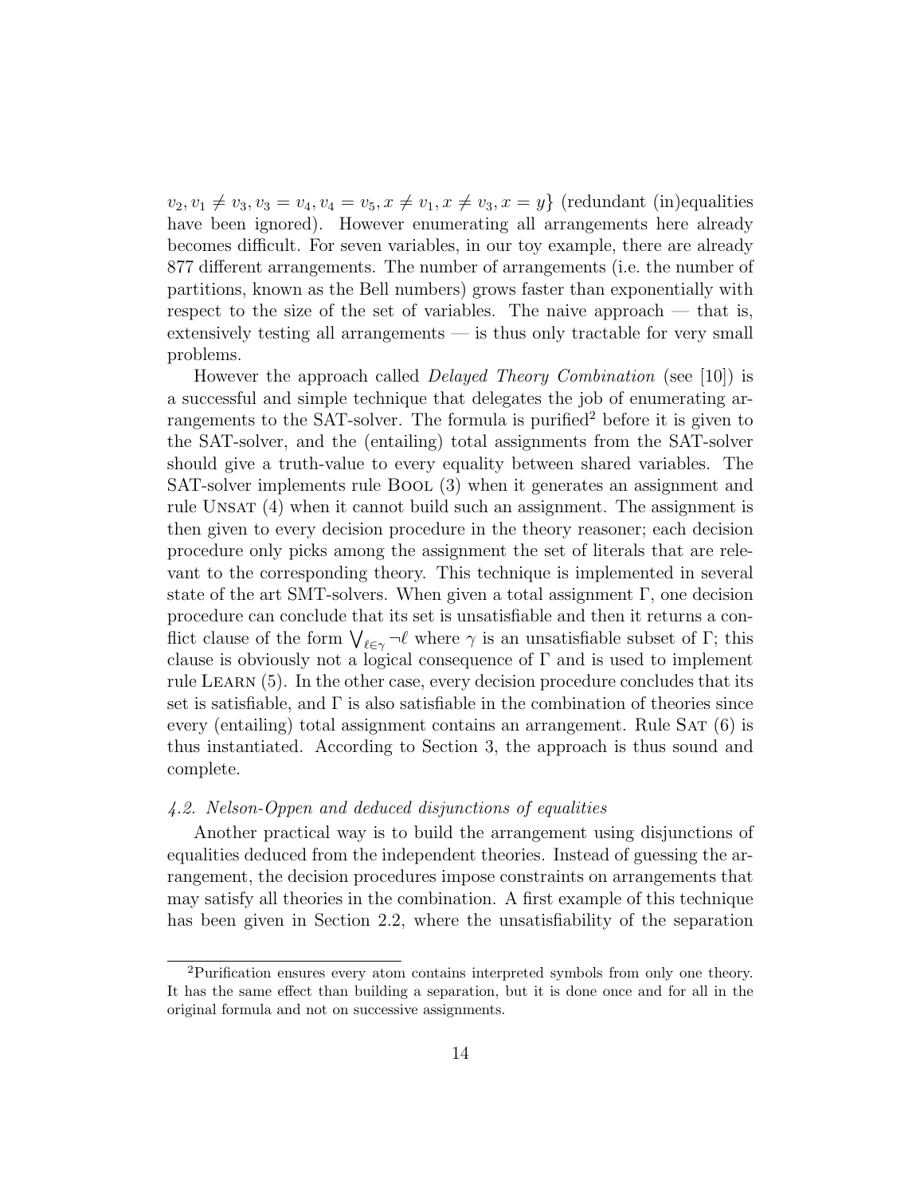$v_2, v_1 \neq v_3, v_3 = v_4, v_4 = v_5, x \neq v_1, x \neq v_3, x = y\}$ (redundant (in)equalities have been ignored). However enumerating all arrangements here already becomes difficult. For seven variables, in our toy example, there are already 877 different arrangements. The number of arrangements (i.e. the number of partitions, known as the Bell numbers) grows faster than exponentially with respect to the size of the set of variables. The naive approach — that is, extensively testing all arrangements — is thus only tractable for very small problems.

However the approach called *Delayed Theory Combination* (see [10]) is a successful and simple technique that delegates the job of enumerating arrangements to the SAT-solver. The formula is purified[2] before it is given to the SAT-solver, and the (entailing) total assignments from the SAT-solver should give a truth-value to every equality between shared variables. The SAT-solver implements rule Bool (3) when it generates an assignment and rule Unsat (4) when it cannot build such an assignment. The assignment is then given to every decision procedure in the theory reasoner; each decision procedure only picks among the assignment the set of literals that are relevant to the corresponding theory. This technique is implemented in several state of the art SMT-solvers. When given a total assignment $\Gamma$, one decision procedure can conclude that its set is unsatisfiable and then it returns a conflict clause of the form $\bigvee_{\ell \in \gamma} \neg \ell$ where $\gamma$ is an unsatisfiable subset of $\Gamma$; this clause is obviously not a logical consequence of $\Gamma$ and is used to implement rule Learn (5). In the other case, every decision procedure concludes that its set is satisfiable, and $\Gamma$ is also satisfiable in the combination of theories since every (entailing) total assignment contains an arrangement. Rule Sat (6) is thus instantiated. According to Section 3, the approach is thus sound and complete.

### *4.2. Nelson-Oppen and deduced disjunctions of equalities*

Another practical way is to build the arrangement using disjunctions of equalities deduced from the independent theories. Instead of guessing the arrangement, the decision procedures impose constraints on arrangements that may satisfy all theories in the combination. A first example of this technique has been given in Section 2.2, where the unsatisfiability of the separation

[2]Purification ensures every atom contains interpreted symbols from only one theory. It has the same effect than building a separation, but it is done once and for all in the original formula and not on successive assignments.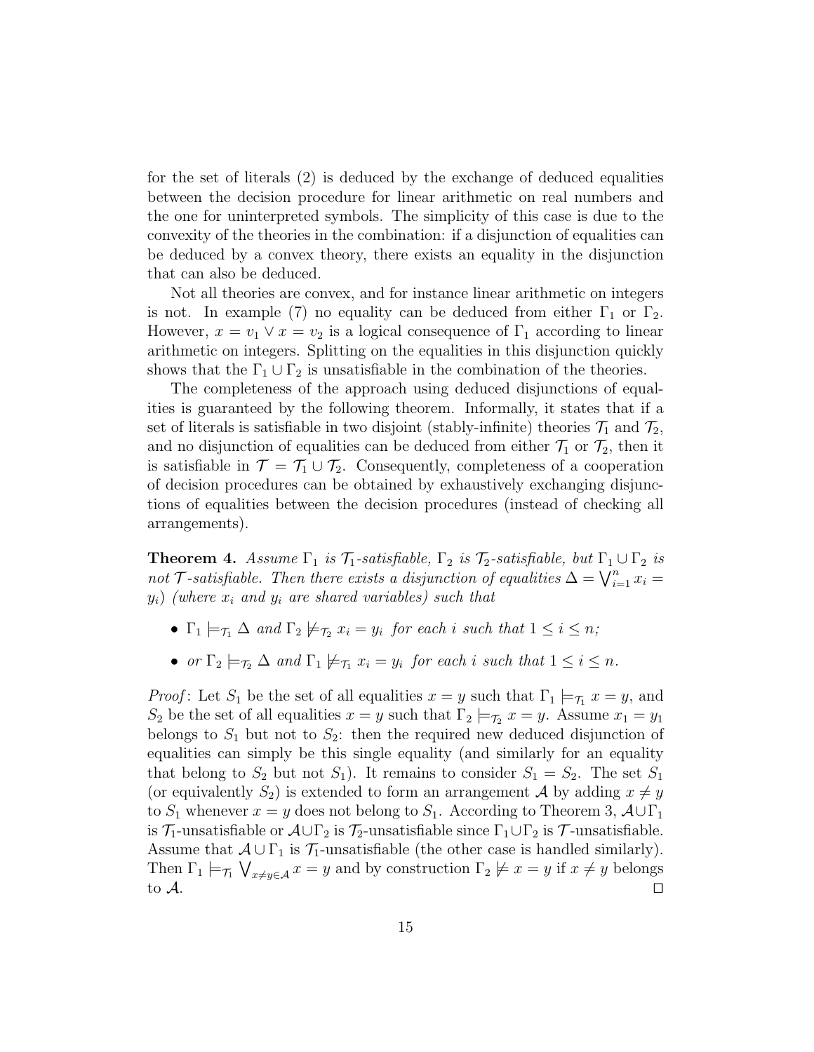for the set of literals (2) is deduced by the exchange of deduced equalities between the decision procedure for linear arithmetic on real numbers and the one for uninterpreted symbols. The simplicity of this case is due to the convexity of the theories in the combination: if a disjunction of equalities can be deduced by a convex theory, there exists an equality in the disjunction that can also be deduced.

Not all theories are convex, and for instance linear arithmetic on integers is not. In example (7) no equality can be deduced from either $\Gamma_1$ or $\Gamma_2$. However, $x = v_1 \vee x = v_2$ is a logical consequence of $\Gamma_1$ according to linear arithmetic on integers. Splitting on the equalities in this disjunction quickly shows that the $\Gamma_1 \cup \Gamma_2$ is unsatisfiable in the combination of the theories.

The completeness of the approach using deduced disjunctions of equalities is guaranteed by the following theorem. Informally, it states that if a set of literals is satisfiable in two disjoint (stably-infinite) theories $\mathcal{T}_1$ and $\mathcal{T}_2$, and no disjunction of equalities can be deduced from either $\mathcal{T}_1$ or $\mathcal{T}_2$, then it is satisfiable in $\mathcal{T} = \mathcal{T}_1 \cup \mathcal{T}_2$. Consequently, completeness of a cooperation of decision procedures can be obtained by exhaustively exchanging disjunctions of equalities between the decision procedures (instead of checking all arrangements).

**Theorem 4.** *Assume $\Gamma_1$ is $\mathcal{T}_1$-satisfiable, $\Gamma_2$ is $\mathcal{T}_2$-satisfiable, but $\Gamma_1 \cup \Gamma_2$ is not $\mathcal{T}$-satisfiable. Then there exists a disjunction of equalities $\Delta = \bigvee_{i=1}^{n} x_i = y_i$) (where $x_i$ and $y_i$ are shared variables) such that*

- *$\Gamma_1 \models_{\mathcal{T}_1} \Delta$ and $\Gamma_2 \not\models_{\mathcal{T}_2} x_i = y_i$ for each $i$ such that $1 \leq i \leq n$;*
- *or $\Gamma_2 \models_{\mathcal{T}_2} \Delta$ and $\Gamma_1 \not\models_{\mathcal{T}_1} x_i = y_i$ for each $i$ such that $1 \leq i \leq n$.*

*Proof*: Let $S_1$ be the set of all equalities $x = y$ such that $\Gamma_1 \models_{\mathcal{T}_1} x = y$, and $S_2$ be the set of all equalities $x = y$ such that $\Gamma_2 \models_{\mathcal{T}_2} x = y$. Assume $x_1 = y_1$ belongs to $S_1$ but not to $S_2$: then the required new deduced disjunction of equalities can simply be this single equality (and similarly for an equality that belong to $S_2$ but not $S_1$). It remains to consider $S_1 = S_2$. The set $S_1$ (or equivalently $S_2$) is extended to form an arrangement $\mathcal{A}$ by adding $x \neq y$ to $S_1$ whenever $x = y$ does not belong to $S_1$. According to Theorem 3, $\mathcal{A} \cup \Gamma_1$ is $\mathcal{T}_1$-unsatisfiable or $\mathcal{A} \cup \Gamma_2$ is $\mathcal{T}_2$-unsatisfiable since $\Gamma_1 \cup \Gamma_2$ is $\mathcal{T}$-unsatisfiable. Assume that $\mathcal{A} \cup \Gamma_1$ is $\mathcal{T}_1$-unsatisfiable (the other case is handled similarly). Then $\Gamma_1 \models_{\mathcal{T}_1} \bigvee_{x \neq y \in \mathcal{A}} x = y$ and by construction $\Gamma_2 \not\models x = y$ if $x \neq y$ belongs to $\mathcal{A}$. □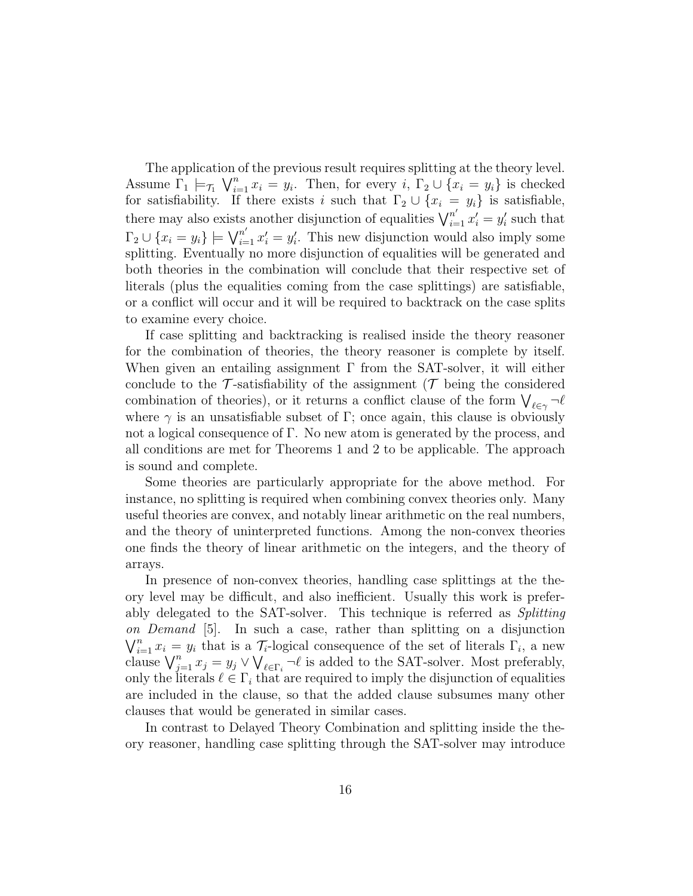The application of the previous result requires splitting at the theory level. Assume $\Gamma_1 \models_{\mathcal{T}_1} \bigvee_{i=1}^n x_i = y_i$. Then, for every $i$, $\Gamma_2 \cup \{x_i = y_i\}$ is checked for satisfiability. If there exists $i$ such that $\Gamma_2 \cup \{x_i = y_i\}$ is satisfiable, there may also exists another disjunction of equalities $\bigvee_{i=1}^{n'} x_i' = y_i'$ such that $\Gamma_2 \cup \{x_i = y_i\} \models \bigvee_{i=1}^{n'} x_i' = y_i'$. This new disjunction would also imply some splitting. Eventually no more disjunction of equalities will be generated and both theories in the combination will conclude that their respective set of literals (plus the equalities coming from the case splittings) are satisfiable, or a conflict will occur and it will be required to backtrack on the case splits to examine every choice.

If case splitting and backtracking is realised inside the theory reasoner for the combination of theories, the theory reasoner is complete by itself. When given an entailing assignment $\Gamma$ from the SAT-solver, it will either conclude to the $\mathcal{T}$-satisfiability of the assignment ($\mathcal{T}$ being the considered combination of theories), or it returns a conflict clause of the form $\bigvee_{\ell \in \gamma} \neg \ell$ where $\gamma$ is an unsatisfiable subset of $\Gamma$; once again, this clause is obviously not a logical consequence of $\Gamma$. No new atom is generated by the process, and all conditions are met for Theorems 1 and 2 to be applicable. The approach is sound and complete.

Some theories are particularly appropriate for the above method. For instance, no splitting is required when combining convex theories only. Many useful theories are convex, and notably linear arithmetic on the real numbers, and the theory of uninterpreted functions. Among the non-convex theories one finds the theory of linear arithmetic on the integers, and the theory of arrays.

In presence of non-convex theories, handling case splittings at the theory level may be difficult, and also inefficient. Usually this work is preferably delegated to the SAT-solver. This technique is referred as *Splitting on Demand* [5]. In such a case, rather than splitting on a disjunction $\bigvee_{i=1}^n x_i = y_i$ that is a $\mathcal{T}_i$-logical consequence of the set of literals $\Gamma_i$, a new clause $\bigvee_{j=1}^n x_j = y_j \vee \bigvee_{\ell \in \Gamma_i} \neg \ell$ is added to the SAT-solver. Most preferably, only the literals $\ell \in \Gamma_i$ that are required to imply the disjunction of equalities are included in the clause, so that the added clause subsumes many other clauses that would be generated in similar cases.

In contrast to Delayed Theory Combination and splitting inside the theory reasoner, handling case splitting through the SAT-solver may introduce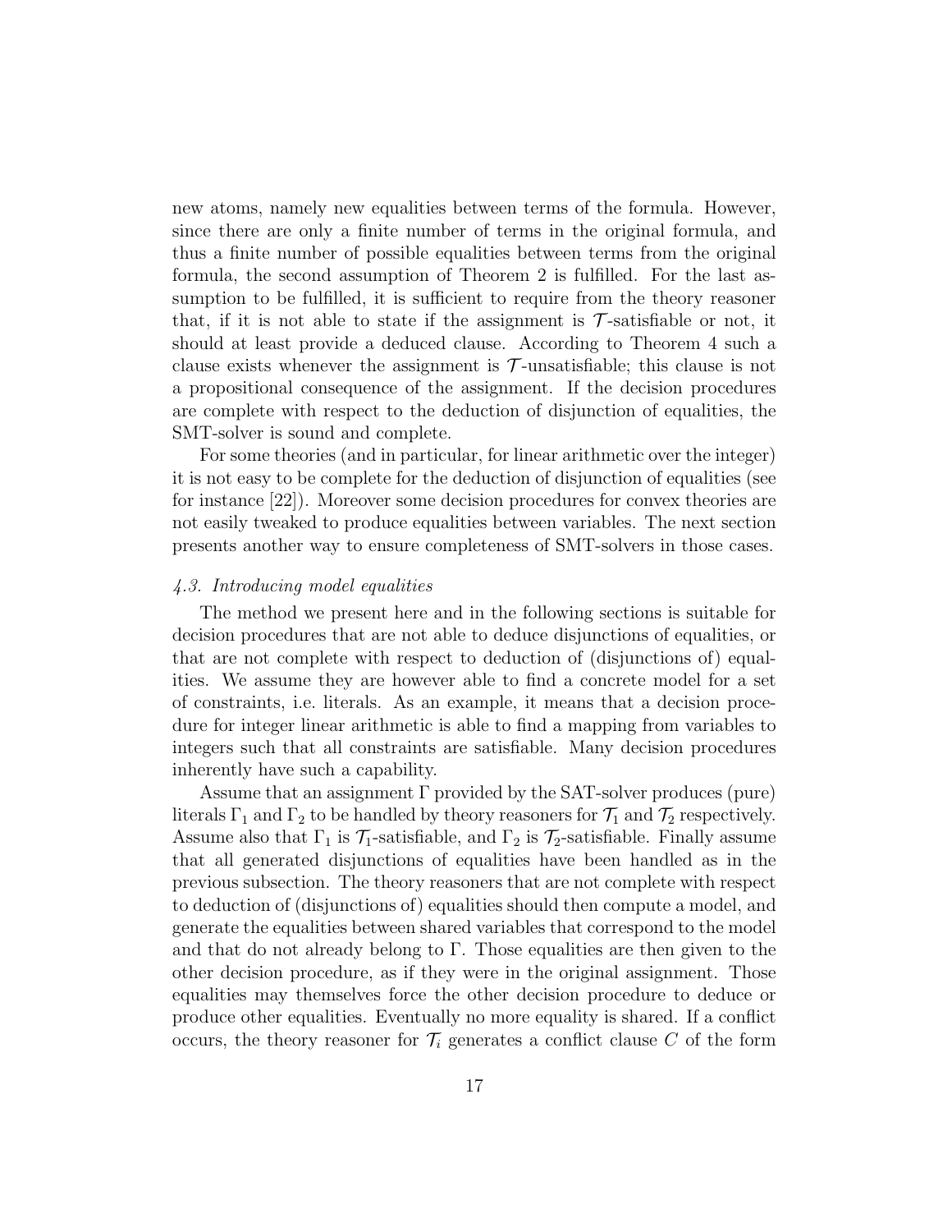new atoms, namely new equalities between terms of the formula. However, since there are only a finite number of terms in the original formula, and thus a finite number of possible equalities between terms from the original formula, the second assumption of Theorem 2 is fulfilled. For the last assumption to be fulfilled, it is sufficient to require from the theory reasoner that, if it is not able to state if the assignment is $\mathcal{T}$-satisfiable or not, it should at least provide a deduced clause. According to Theorem 4 such a clause exists whenever the assignment is $\mathcal{T}$-unsatisfiable; this clause is not a propositional consequence of the assignment. If the decision procedures are complete with respect to the deduction of disjunction of equalities, the SMT-solver is sound and complete.

For some theories (and in particular, for linear arithmetic over the integer) it is not easy to be complete for the deduction of disjunction of equalities (see for instance [22]). Moreover some decision procedures for convex theories are not easily tweaked to produce equalities between variables. The next section presents another way to ensure completeness of SMT-solvers in those cases.

### *4.3. Introducing model equalities*

The method we present here and in the following sections is suitable for decision procedures that are not able to deduce disjunctions of equalities, or that are not complete with respect to deduction of (disjunctions of) equalities. We assume they are however able to find a concrete model for a set of constraints, i.e. literals. As an example, it means that a decision procedure for integer linear arithmetic is able to find a mapping from variables to integers such that all constraints are satisfiable. Many decision procedures inherently have such a capability.

Assume that an assignment $\Gamma$ provided by the SAT-solver produces (pure) literals $\Gamma_1$ and $\Gamma_2$ to be handled by theory reasoners for $\mathcal{T}_1$ and $\mathcal{T}_2$ respectively. Assume also that $\Gamma_1$ is $\mathcal{T}_1$-satisfiable, and $\Gamma_2$ is $\mathcal{T}_2$-satisfiable. Finally assume that all generated disjunctions of equalities have been handled as in the previous subsection. The theory reasoners that are not complete with respect to deduction of (disjunctions of) equalities should then compute a model, and generate the equalities between shared variables that correspond to the model and that do not already belong to $\Gamma$. Those equalities are then given to the other decision procedure, as if they were in the original assignment. Those equalities may themselves force the other decision procedure to deduce or produce other equalities. Eventually no more equality is shared. If a conflict occurs, the theory reasoner for $\mathcal{T}_i$ generates a conflict clause $C$ of the form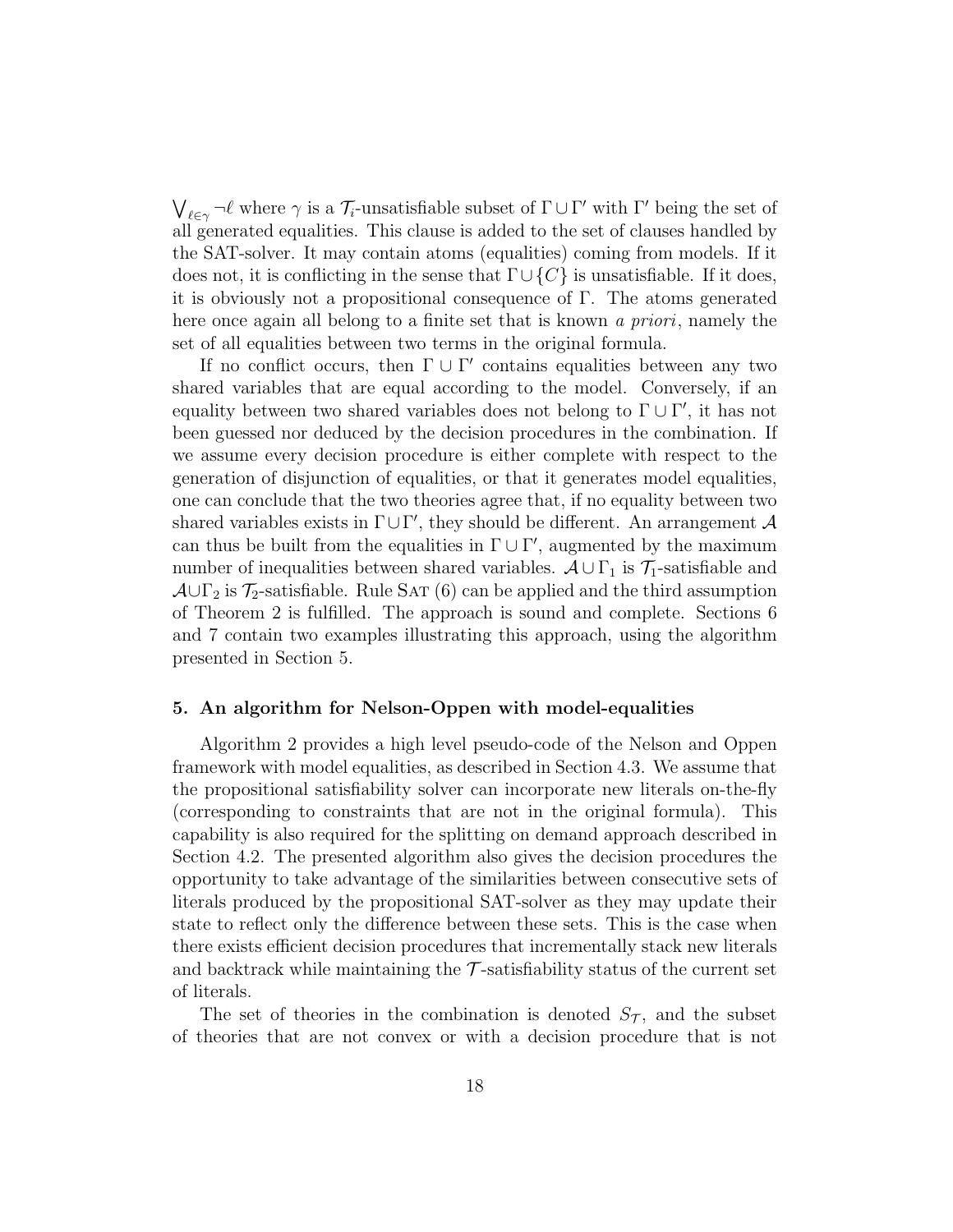$\bigvee_{\ell \in \gamma} \neg \ell$ where $\gamma$ is a $\mathcal{T}_i$-unsatisfiable subset of $\Gamma \cup \Gamma'$ with $\Gamma'$ being the set of all generated equalities. This clause is added to the set of clauses handled by the SAT-solver. It may contain atoms (equalities) coming from models. If it does not, it is conflicting in the sense that $\Gamma \cup \{C\}$ is unsatisfiable. If it does, it is obviously not a propositional consequence of $\Gamma$. The atoms generated here once again all belong to a finite set that is known *a priori*, namely the set of all equalities between two terms in the original formula.

If no conflict occurs, then $\Gamma \cup \Gamma'$ contains equalities between any two shared variables that are equal according to the model. Conversely, if an equality between two shared variables does not belong to $\Gamma \cup \Gamma'$, it has not been guessed nor deduced by the decision procedures in the combination. If we assume every decision procedure is either complete with respect to the generation of disjunction of equalities, or that it generates model equalities, one can conclude that the two theories agree that, if no equality between two shared variables exists in $\Gamma \cup \Gamma'$, they should be different. An arrangement $\mathcal{A}$ can thus be built from the equalities in $\Gamma \cup \Gamma'$, augmented by the maximum number of inequalities between shared variables. $\mathcal{A} \cup \Gamma_1$ is $\mathcal{T}_1$-satisfiable and $\mathcal{A} \cup \Gamma_2$ is $\mathcal{T}_2$-satisfiable. Rule SAT (6) can be applied and the third assumption of Theorem 2 is fulfilled. The approach is sound and complete. Sections 6 and 7 contain two examples illustrating this approach, using the algorithm presented in Section 5.

## 5. An algorithm for Nelson-Oppen with model-equalities

Algorithm 2 provides a high level pseudo-code of the Nelson and Oppen framework with model equalities, as described in Section 4.3. We assume that the propositional satisfiability solver can incorporate new literals on-the-fly (corresponding to constraints that are not in the original formula). This capability is also required for the splitting on demand approach described in Section 4.2. The presented algorithm also gives the decision procedures the opportunity to take advantage of the similarities between consecutive sets of literals produced by the propositional SAT-solver as they may update their state to reflect only the difference between these sets. This is the case when there exists efficient decision procedures that incrementally stack new literals and backtrack while maintaining the $\mathcal{T}$-satisfiability status of the current set of literals.

The set of theories in the combination is denoted $S_{\mathcal{T}}$, and the subset of theories that are not convex or with a decision procedure that is not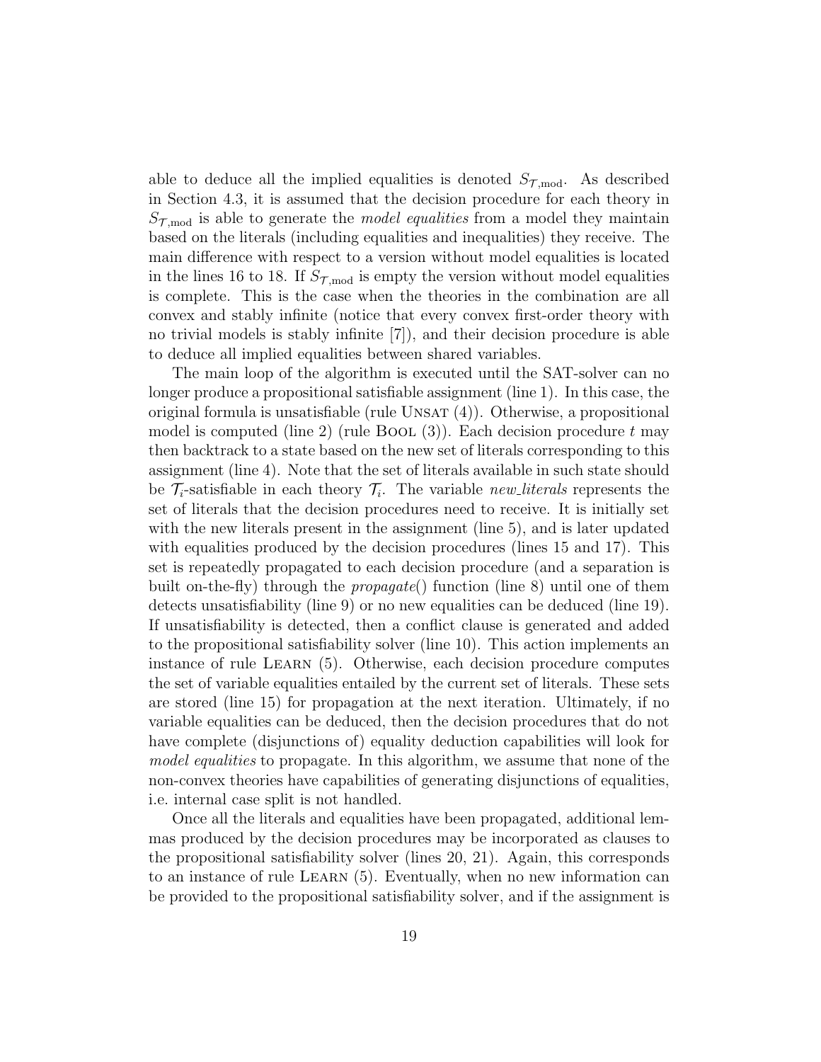able to deduce all the implied equalities is denoted $S_{\mathcal{T},\text{mod}}$. As described in Section 4.3, it is assumed that the decision procedure for each theory in $S_{\mathcal{T},\text{mod}}$ is able to generate the *model equalities* from a model they maintain based on the literals (including equalities and inequalities) they receive. The main difference with respect to a version without model equalities is located in the lines 16 to 18. If $S_{\mathcal{T},\text{mod}}$ is empty the version without model equalities is complete. This is the case when the theories in the combination are all convex and stably infinite (notice that every convex first-order theory with no trivial models is stably infinite [7]), and their decision procedure is able to deduce all implied equalities between shared variables.

The main loop of the algorithm is executed until the SAT-solver can no longer produce a propositional satisfiable assignment (line 1). In this case, the original formula is unsatisfiable (rule Unsat (4)). Otherwise, a propositional model is computed (line 2) (rule Bool (3)). Each decision procedure $t$ may then backtrack to a state based on the new set of literals corresponding to this assignment (line 4). Note that the set of literals available in such state should be $\mathcal{T}_i$-satisfiable in each theory $\mathcal{T}_i$. The variable *new_literals* represents the set of literals that the decision procedures need to receive. It is initially set with the new literals present in the assignment (line 5), and is later updated with equalities produced by the decision procedures (lines 15 and 17). This set is repeatedly propagated to each decision procedure (and a separation is built on-the-fly) through the *propagate*() function (line 8) until one of them detects unsatisfiability (line 9) or no new equalities can be deduced (line 19). If unsatisfiability is detected, then a conflict clause is generated and added to the propositional satisfiability solver (line 10). This action implements an instance of rule Learn (5). Otherwise, each decision procedure computes the set of variable equalities entailed by the current set of literals. These sets are stored (line 15) for propagation at the next iteration. Ultimately, if no variable equalities can be deduced, then the decision procedures that do not have complete (disjunctions of) equality deduction capabilities will look for *model equalities* to propagate. In this algorithm, we assume that none of the non-convex theories have capabilities of generating disjunctions of equalities, i.e. internal case split is not handled.

Once all the literals and equalities have been propagated, additional lemmas produced by the decision procedures may be incorporated as clauses to the propositional satisfiability solver (lines 20, 21). Again, this corresponds to an instance of rule Learn (5). Eventually, when no new information can be provided to the propositional satisfiability solver, and if the assignment is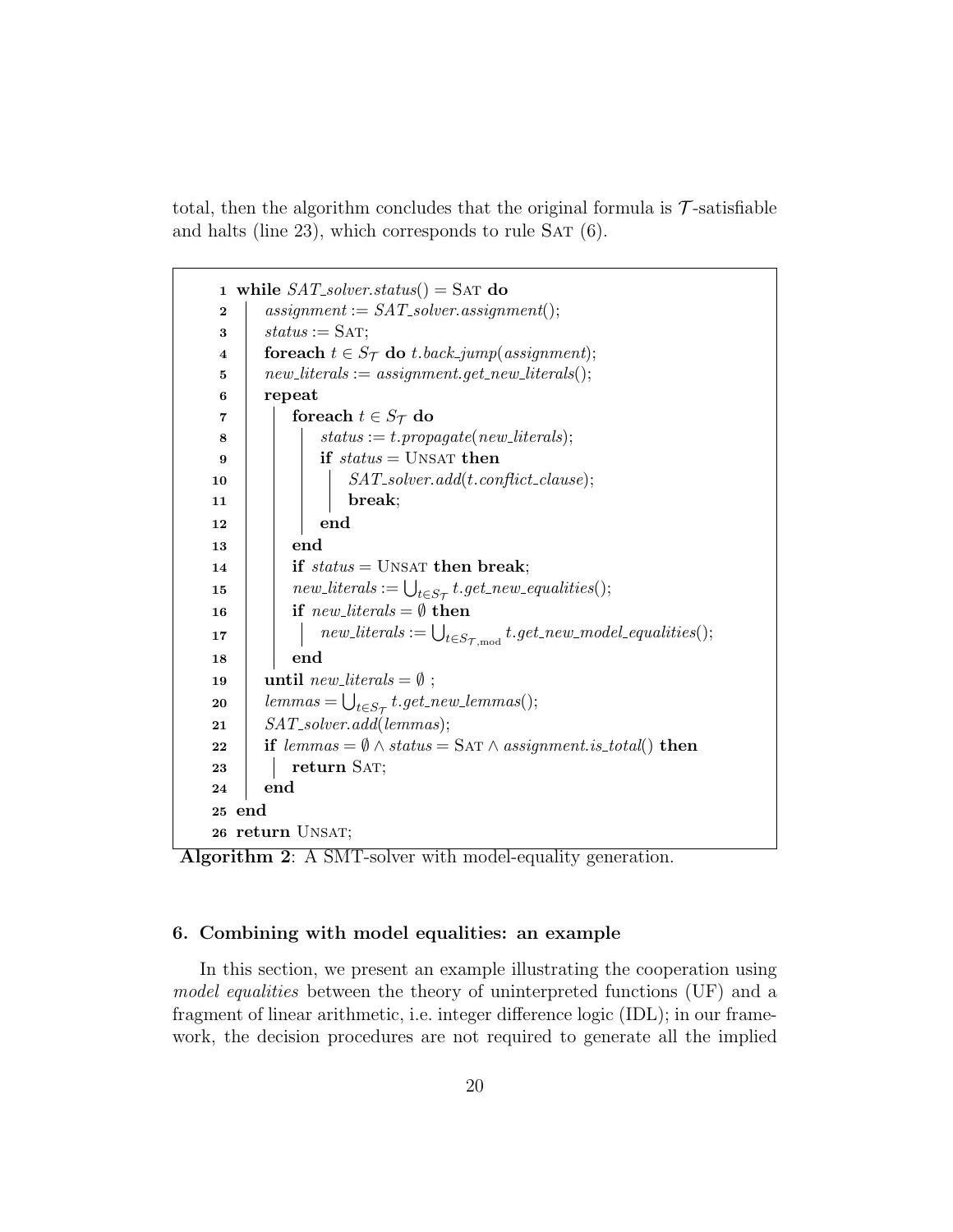total, then the algorithm concludes that the original formula is $\mathcal{T}$-satisfiable and halts (line 23), which corresponds to rule SAT (6).

```
1  while SAT_solver.status() = SAT do
2  |   assignment := SAT_solver.assignment();
3  |   status := SAT;
4  |   foreach t ∈ S_T do t.back_jump(assignment);
5  |   new_literals := assignment.get_new_literals();
6  |   repeat
7  |   |   foreach t ∈ S_T do
8  |   |   |   status := t.propagate(new_literals);
9  |   |   |   if status = UNSAT then
10 |   |   |   |   SAT_solver.add(t.conflict_clause);
11 |   |   |   |   break;
12 |   |   |   end
13 |   |   end
14 |   |   if status = UNSAT then break;
15 |   |   new_literals := ⋃_{t ∈ S_T} t.get_new_equalities();
16 |   |   if new_literals = ∅ then
17 |   |   |   new_literals := ⋃_{t ∈ S_T,mod} t.get_new_model_equalities();
18 |   |   end
19 |   until new_literals = ∅ ;
20 |   lemmas = ⋃_{t ∈ S_T} t.get_new_lemmas();
21 |   SAT_solver.add(lemmas);
22 |   if lemmas = ∅ ∧ status = SAT ∧ assignment.is_total() then
23 |   |   return SAT;
24 |   end
25 end
26 return UNSAT;
```

**Algorithm 2**: A SMT-solver with model-equality generation.

### 6. Combining with model equalities: an example

In this section, we present an example illustrating the cooperation using *model equalities* between the theory of uninterpreted functions (UF) and a fragment of linear arithmetic, i.e. integer difference logic (IDL); in our framework, the decision procedures are not required to generate all the implied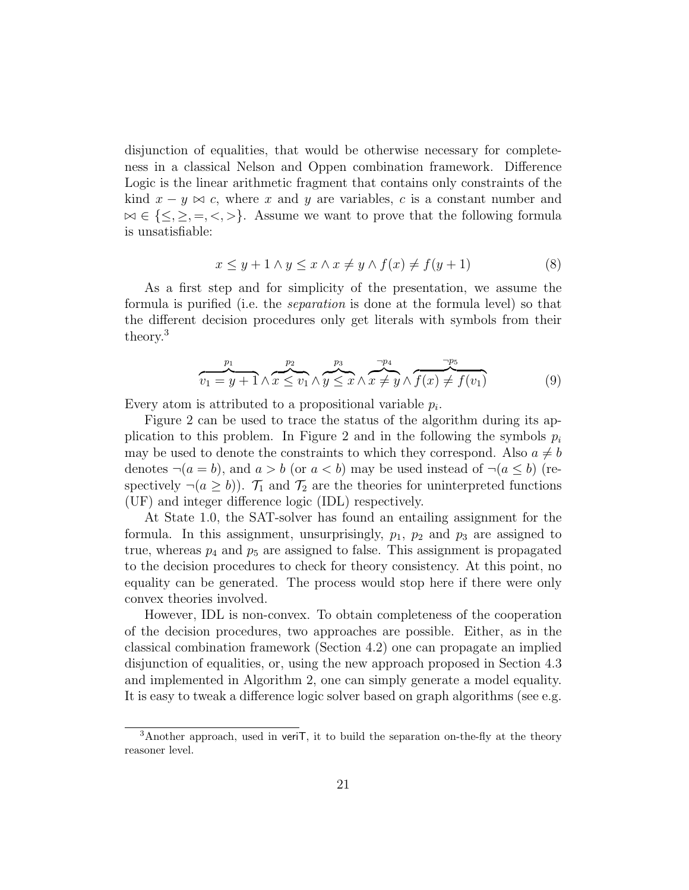disjunction of equalities, that would be otherwise necessary for completeness in a classical Nelson and Oppen combination framework. Difference Logic is the linear arithmetic fragment that contains only constraints of the kind $x - y \bowtie c$, where $x$ and $y$ are variables, $c$ is a constant number and $\bowtie \in \{\leq, \geq, =, <, >\}$. Assume we want to prove that the following formula is unsatisfiable:

$$x \leq y + 1 \wedge y \leq x \wedge x \neq y \wedge f(x) \neq f(y + 1) \tag{8}$$

As a first step and for simplicity of the presentation, we assume the formula is purified (i.e. the *separation* is done at the formula level) so that the different decision procedures only get literals with symbols from their theory.[3]

$$\overbrace{v_1 = y + 1}^{p_1} \wedge \overbrace{x \leq v_1}^{p_2} \wedge \overbrace{y \leq x}^{p_3} \wedge \overbrace{x \neq y}^{\neg p_4} \wedge \overbrace{f(x) \neq f(v_1)}^{\neg p_5} \tag{9}$$

Every atom is attributed to a propositional variable $p_i$.

Figure 2 can be used to trace the status of the algorithm during its application to this problem. In Figure 2 and in the following the symbols $p_i$ may be used to denote the constraints to which they correspond. Also $a \neq b$ denotes $\neg(a = b)$, and $a > b$ (or $a < b$) may be used instead of $\neg(a \leq b)$ (respectively $\neg(a \geq b)$). $\mathcal{T}_1$ and $\mathcal{T}_2$ are the theories for uninterpreted functions (UF) and integer difference logic (IDL) respectively.

At State 1.0, the SAT-solver has found an entailing assignment for the formula. In this assignment, unsurprisingly, $p_1$, $p_2$ and $p_3$ are assigned to true, whereas $p_4$ and $p_5$ are assigned to false. This assignment is propagated to the decision procedures to check for theory consistency. At this point, no equality can be generated. The process would stop here if there were only convex theories involved.

However, IDL is non-convex. To obtain completeness of the cooperation of the decision procedures, two approaches are possible. Either, as in the classical combination framework (Section 4.2) one can propagate an implied disjunction of equalities, or, using the new approach proposed in Section 4.3 and implemented in Algorithm 2, one can simply generate a model equality. It is easy to tweak a difference logic solver based on graph algorithms (see e.g.

---

[3] Another approach, used in veriT, it to build the separation on-the-fly at the theory reasoner level.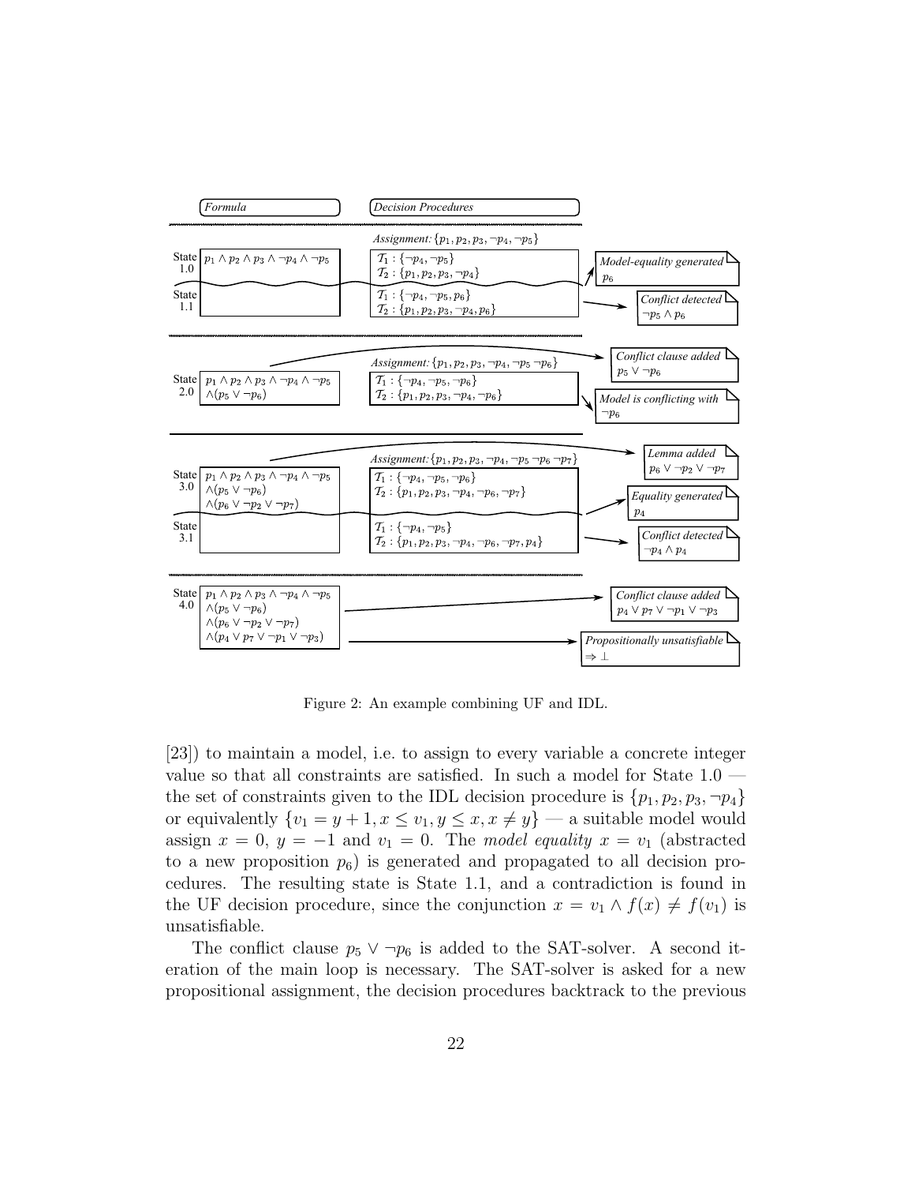| | Formula | Decision Procedures | |
|---|---|---|---|
| | | Assignment: $\{p_1, p_2, p_3, \neg p_4, \neg p_5\}$ | |
| State 1.0 | $p_1 \wedge p_2 \wedge p_3 \wedge \neg p_4 \wedge \neg p_5$ | $\mathcal{T}_1 : \{\neg p_4, \neg p_5\}$<br>$\mathcal{T}_2 : \{p_1, p_2, p_3, \neg p_4\}$ | *Model-equality generated* $p_6$ |
| State 1.1 | | $\mathcal{T}_1 : \{\neg p_4, \neg p_5, p_6\}$<br>$\mathcal{T}_2 : \{p_1, p_2, p_3, \neg p_4, p_6\}$ | *Conflict detected* $\neg p_5 \wedge p_6$ |
| | | Assignment: $\{p_1, p_2, p_3, \neg p_4, \neg p_5 \neg p_6\}$ | *Conflict clause added* $p_5 \vee \neg p_6$ |
| State 2.0 | $p_1 \wedge p_2 \wedge p_3 \wedge \neg p_4 \wedge \neg p_5$<br>$\wedge (p_5 \vee \neg p_6)$ | $\mathcal{T}_1 : \{\neg p_4, \neg p_5, \neg p_6\}$<br>$\mathcal{T}_2 : \{p_1, p_2, p_3, \neg p_4, \neg p_6\}$ | *Model is conflicting with* $\neg p_6$ |
| | | Assignment: $\{p_1, p_2, p_3, \neg p_4, \neg p_5 \neg p_6 \neg p_7\}$ | *Lemma added* $p_6 \vee \neg p_2 \vee \neg p_7$ |
| State 3.0 | $p_1 \wedge p_2 \wedge p_3 \wedge \neg p_4 \wedge \neg p_5$<br>$\wedge (p_5 \vee \neg p_6)$<br>$\wedge (p_6 \vee \neg p_2 \vee \neg p_7)$ | $\mathcal{T}_1 : \{\neg p_4, \neg p_5, \neg p_6\}$<br>$\mathcal{T}_2 : \{p_1, p_2, p_3, \neg p_4, \neg p_6, \neg p_7\}$ | *Equality generated* $p_4$ |
| State 3.1 | | $\mathcal{T}_1 : \{\neg p_4, \neg p_5\}$<br>$\mathcal{T}_2 : \{p_1, p_2, p_3, \neg p_4, \neg p_6, \neg p_7, p_4\}$ | *Conflict detected* $\neg p_4 \wedge p_4$ |
| State 4.0 | $p_1 \wedge p_2 \wedge p_3 \wedge \neg p_4 \wedge \neg p_5$<br>$\wedge (p_5 \vee \neg p_6)$<br>$\wedge (p_6 \vee \neg p_2 \vee \neg p_7)$<br>$\wedge (p_4 \vee p_7 \vee \neg p_1 \vee \neg p_3)$ | | *Conflict clause added* $p_4 \vee p_7 \vee \neg p_1 \vee \neg p_3$<br>*Propositionally unsatisfiable* $\Rightarrow \bot$ |

Figure 2: An example combining UF and IDL.

[23]) to maintain a model, i.e. to assign to every variable a concrete integer value so that all constraints are satisfied. In such a model for State 1.0 — the set of constraints given to the IDL decision procedure is $\{p_1, p_2, p_3, \neg p_4\}$ or equivalently $\{v_1 = y + 1, x \leq v_1, y \leq x, x \neq y\}$ — a suitable model would assign $x = 0$, $y = -1$ and $v_1 = 0$. The *model equality* $x = v_1$ (abstracted to a new proposition $p_6$) is generated and propagated to all decision procedures. The resulting state is State 1.1, and a contradiction is found in the UF decision procedure, since the conjunction $x = v_1 \wedge f(x) \neq f(v_1)$ is unsatisfiable.

The conflict clause $p_5 \vee \neg p_6$ is added to the SAT-solver. A second iteration of the main loop is necessary. The SAT-solver is asked for a new propositional assignment, the decision procedures backtrack to the previous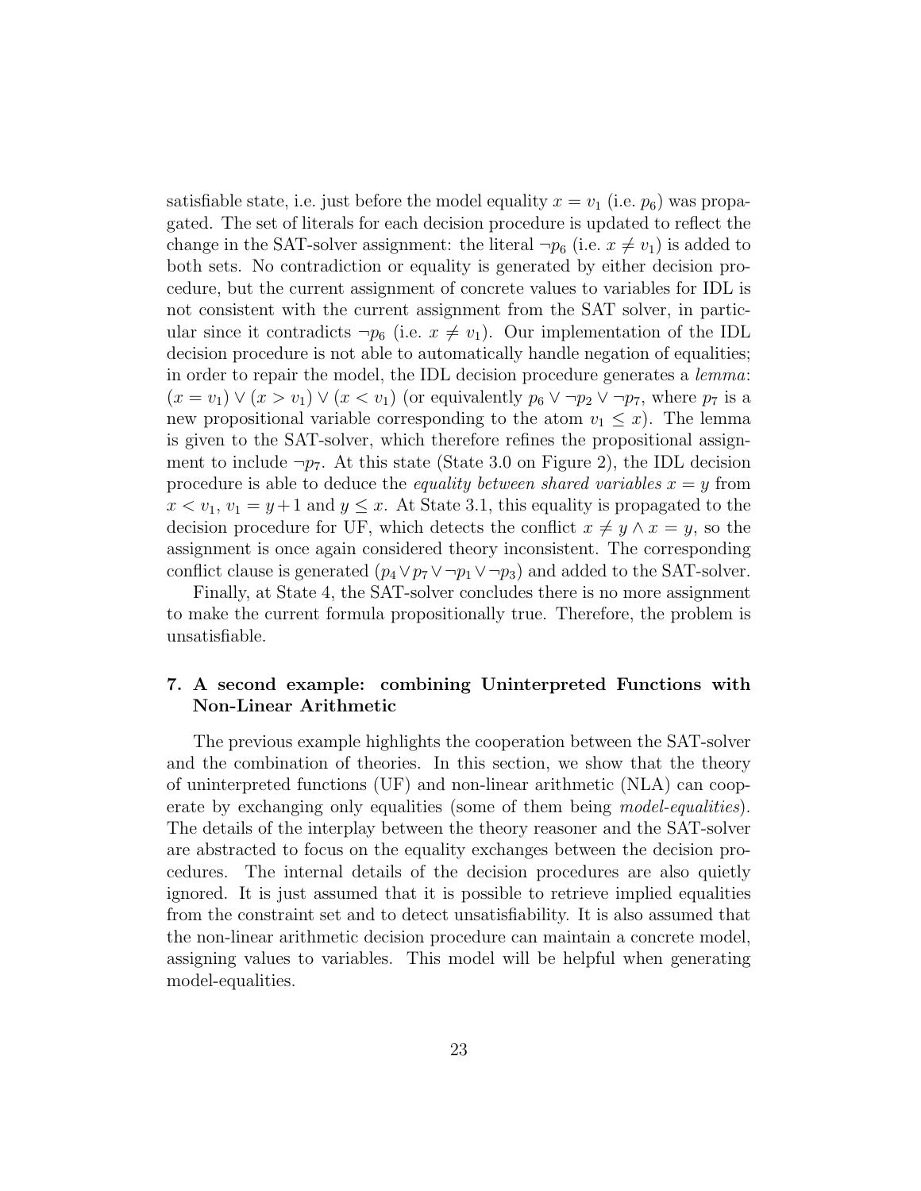satisfiable state, i.e. just before the model equality $x = v_1$ (i.e. $p_6$) was propagated. The set of literals for each decision procedure is updated to reflect the change in the SAT-solver assignment: the literal $\neg p_6$ (i.e. $x \neq v_1$) is added to both sets. No contradiction or equality is generated by either decision procedure, but the current assignment of concrete values to variables for IDL is not consistent with the current assignment from the SAT solver, in particular since it contradicts $\neg p_6$ (i.e. $x \neq v_1$). Our implementation of the IDL decision procedure is not able to automatically handle negation of equalities; in order to repair the model, the IDL decision procedure generates a *lemma*: $(x = v_1) \vee (x > v_1) \vee (x < v_1)$ (or equivalently $p_6 \vee \neg p_2 \vee \neg p_7$, where $p_7$ is a new propositional variable corresponding to the atom $v_1 \leq x$). The lemma is given to the SAT-solver, which therefore refines the propositional assignment to include $\neg p_7$. At this state (State 3.0 on Figure 2), the IDL decision procedure is able to deduce the *equality between shared variables* $x = y$ from $x < v_1$, $v_1 = y + 1$ and $y \leq x$. At State 3.1, this equality is propagated to the decision procedure for UF, which detects the conflict $x \neq y \wedge x = y$, so the assignment is once again considered theory inconsistent. The corresponding conflict clause is generated $(p_4 \vee p_7 \vee \neg p_1 \vee \neg p_3)$ and added to the SAT-solver.

Finally, at State 4, the SAT-solver concludes there is no more assignment to make the current formula propositionally true. Therefore, the problem is unsatisfiable.

## 7. A second example: combining Uninterpreted Functions with Non-Linear Arithmetic

The previous example highlights the cooperation between the SAT-solver and the combination of theories. In this section, we show that the theory of uninterpreted functions (UF) and non-linear arithmetic (NLA) can cooperate by exchanging only equalities (some of them being *model-equalities*). The details of the interplay between the theory reasoner and the SAT-solver are abstracted to focus on the equality exchanges between the decision procedures. The internal details of the decision procedures are also quietly ignored. It is just assumed that it is possible to retrieve implied equalities from the constraint set and to detect unsatisfiability. It is also assumed that the non-linear arithmetic decision procedure can maintain a concrete model, assigning values to variables. This model will be helpful when generating model-equalities.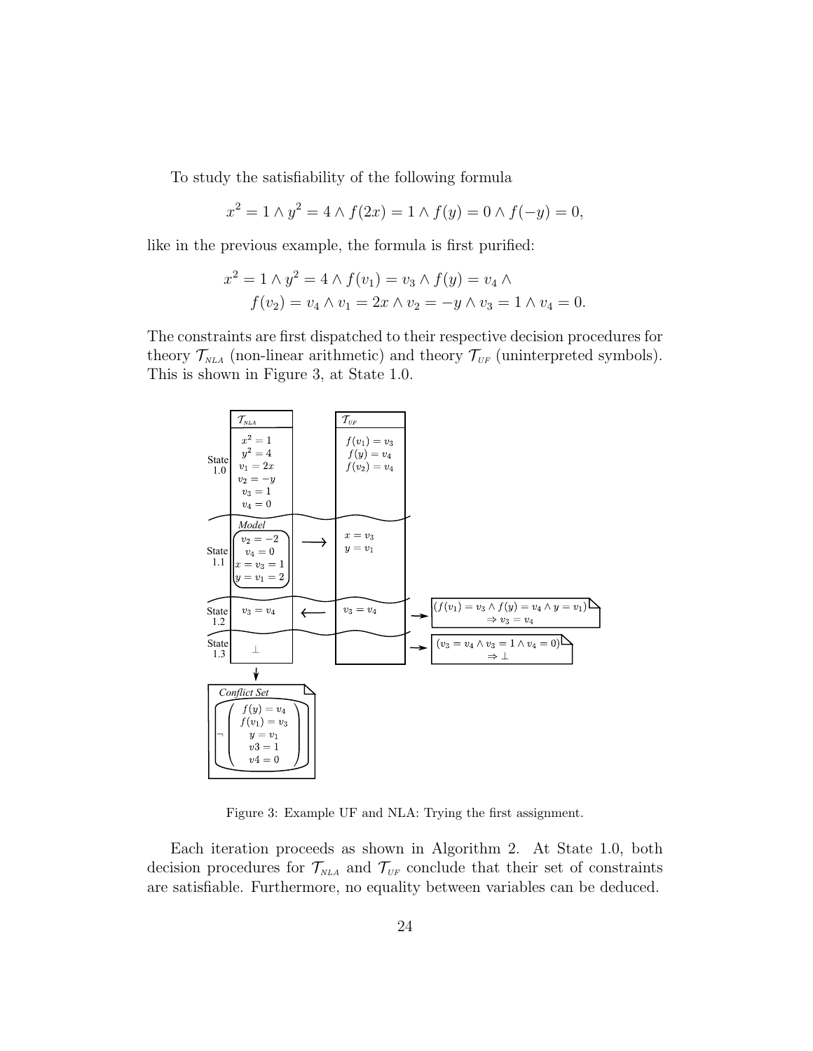To study the satisfiability of the following formula

$$x^2 = 1 \wedge y^2 = 4 \wedge f(2x) = 1 \wedge f(y) = 0 \wedge f(-y) = 0,$$

like in the previous example, the formula is first purified:

$$\begin{aligned} x^2 = 1 \wedge y^2 = 4 \wedge f(v_1) = v_3 \wedge f(y) = v_4 \wedge \\ f(v_2) = v_4 \wedge v_1 = 2x \wedge v_2 = -y \wedge v_3 = 1 \wedge v_4 = 0. \end{aligned}$$

The constraints are first dispatched to their respective decision procedures for theory $\mathcal{T}_{NLA}$ (non-linear arithmetic) and theory $\mathcal{T}_{UF}$ (uninterpreted symbols). This is shown in Figure 3, at State 1.0.

Figure 3: Example UF and NLA: Trying the first assignment.

Each iteration proceeds as shown in Algorithm 2. At State 1.0, both decision procedures for $\mathcal{T}_{NLA}$ and $\mathcal{T}_{UF}$ conclude that their set of constraints are satisfiable. Furthermore, no equality between variables can be deduced.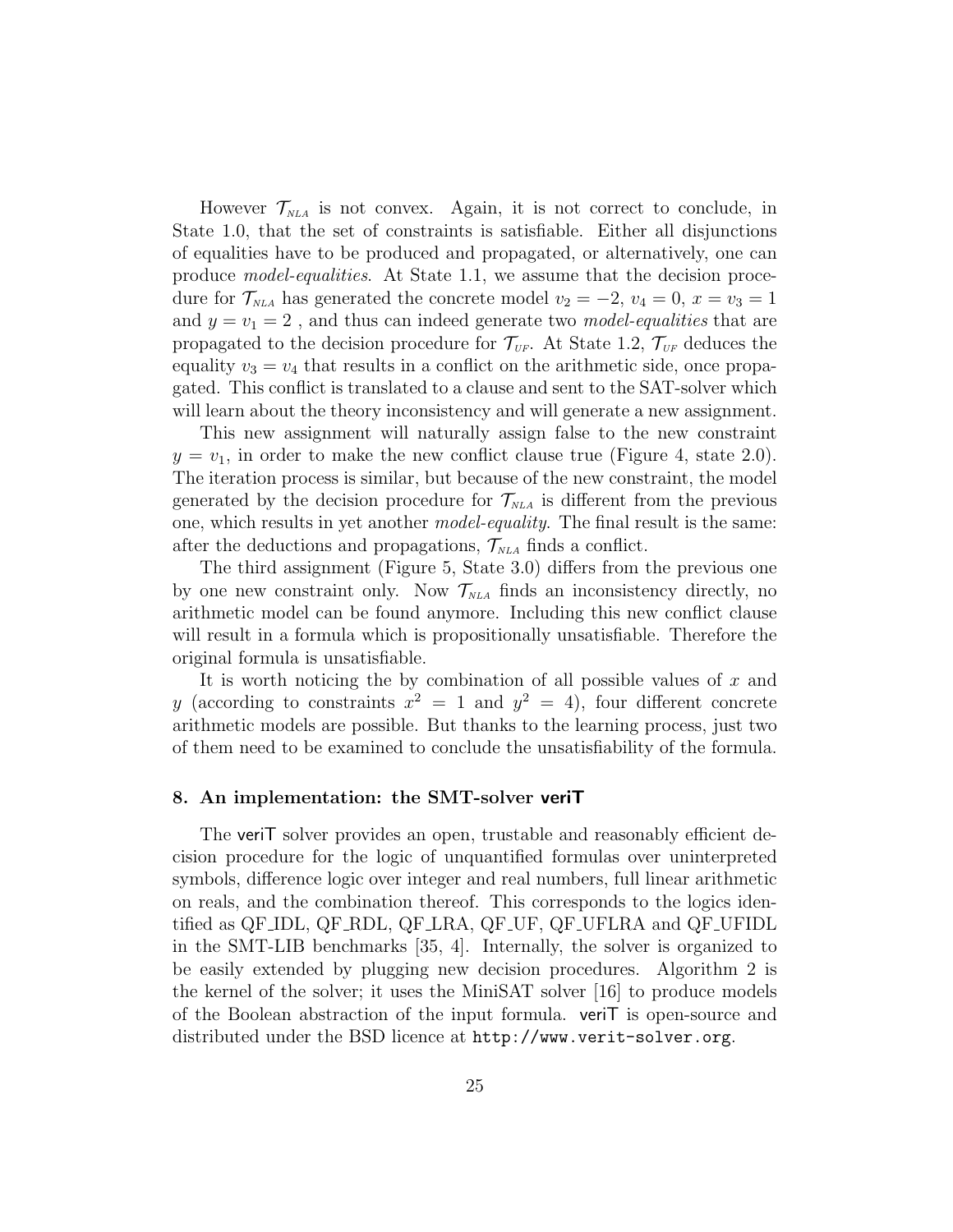However $\mathcal{T}_{NLA}$ is not convex. Again, it is not correct to conclude, in State 1.0, that the set of constraints is satisfiable. Either all disjunctions of equalities have to be produced and propagated, or alternatively, one can produce *model-equalities*. At State 1.1, we assume that the decision procedure for $\mathcal{T}_{NLA}$ has generated the concrete model $v_2 = -2$, $v_4 = 0$, $x = v_3 = 1$ and $y = v_1 = 2$ , and thus can indeed generate two *model-equalities* that are propagated to the decision procedure for $\mathcal{T}_{UF}$. At State 1.2, $\mathcal{T}_{UF}$ deduces the equality $v_3 = v_4$ that results in a conflict on the arithmetic side, once propagated. This conflict is translated to a clause and sent to the SAT-solver which will learn about the theory inconsistency and will generate a new assignment.

This new assignment will naturally assign false to the new constraint $y = v_1$, in order to make the new conflict clause true (Figure 4, state 2.0). The iteration process is similar, but because of the new constraint, the model generated by the decision procedure for $\mathcal{T}_{NLA}$ is different from the previous one, which results in yet another *model-equality*. The final result is the same: after the deductions and propagations, $\mathcal{T}_{NLA}$ finds a conflict.

The third assignment (Figure 5, State 3.0) differs from the previous one by one new constraint only. Now $\mathcal{T}_{NLA}$ finds an inconsistency directly, no arithmetic model can be found anymore. Including this new conflict clause will result in a formula which is propositionally unsatisfiable. Therefore the original formula is unsatisfiable.

It is worth noticing the by combination of all possible values of $x$ and $y$ (according to constraints $x^2 = 1$ and $y^2 = 4$), four different concrete arithmetic models are possible. But thanks to the learning process, just two of them need to be examined to conclude the unsatisfiability of the formula.

## 8. An implementation: the SMT-solver veriT

The veriT solver provides an open, trustable and reasonably efficient decision procedure for the logic of unquantified formulas over uninterpreted symbols, difference logic over integer and real numbers, full linear arithmetic on reals, and the combination thereof. This corresponds to the logics identified as QF_IDL, QF_RDL, QF_LRA, QF_UF, QF_UFLRA and QF_UFIDL in the SMT-LIB benchmarks [35, 4]. Internally, the solver is organized to be easily extended by plugging new decision procedures. Algorithm 2 is the kernel of the solver; it uses the MiniSAT solver [16] to produce models of the Boolean abstraction of the input formula. veriT is open-source and distributed under the BSD licence at `http://www.verit-solver.org`.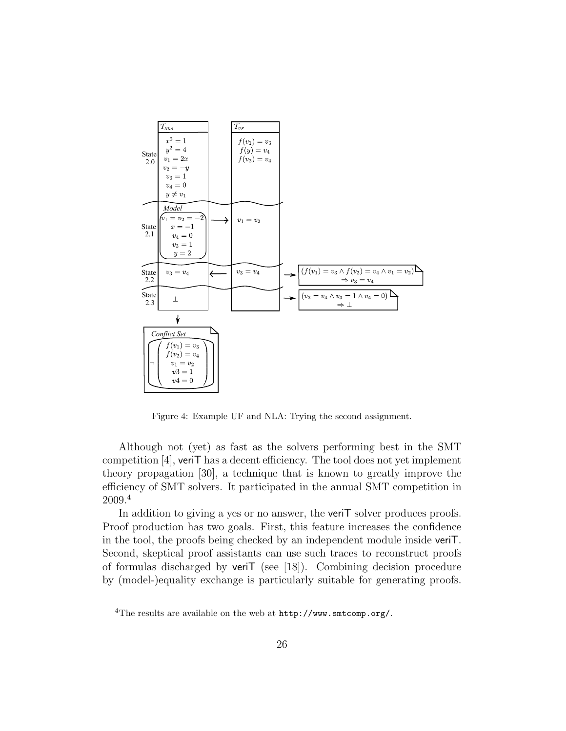Figure 4: Example UF and NLA: Trying the second assignment.

Although not (yet) as fast as the solvers performing best in the SMT competition [4], veriT has a decent efficiency. The tool does not yet implement theory propagation [30], a technique that is known to greatly improve the efficiency of SMT solvers. It participated in the annual SMT competition in 2009.[4]

In addition to giving a yes or no answer, the veriT solver produces proofs. Proof production has two goals. First, this feature increases the confidence in the tool, the proofs being checked by an independent module inside veriT. Second, skeptical proof assistants can use such traces to reconstruct proofs of formulas discharged by veriT (see [18]). Combining decision procedure by (model-)equality exchange is particularly suitable for generating proofs.

[4] The results are available on the web at http://www.smtcomp.org/.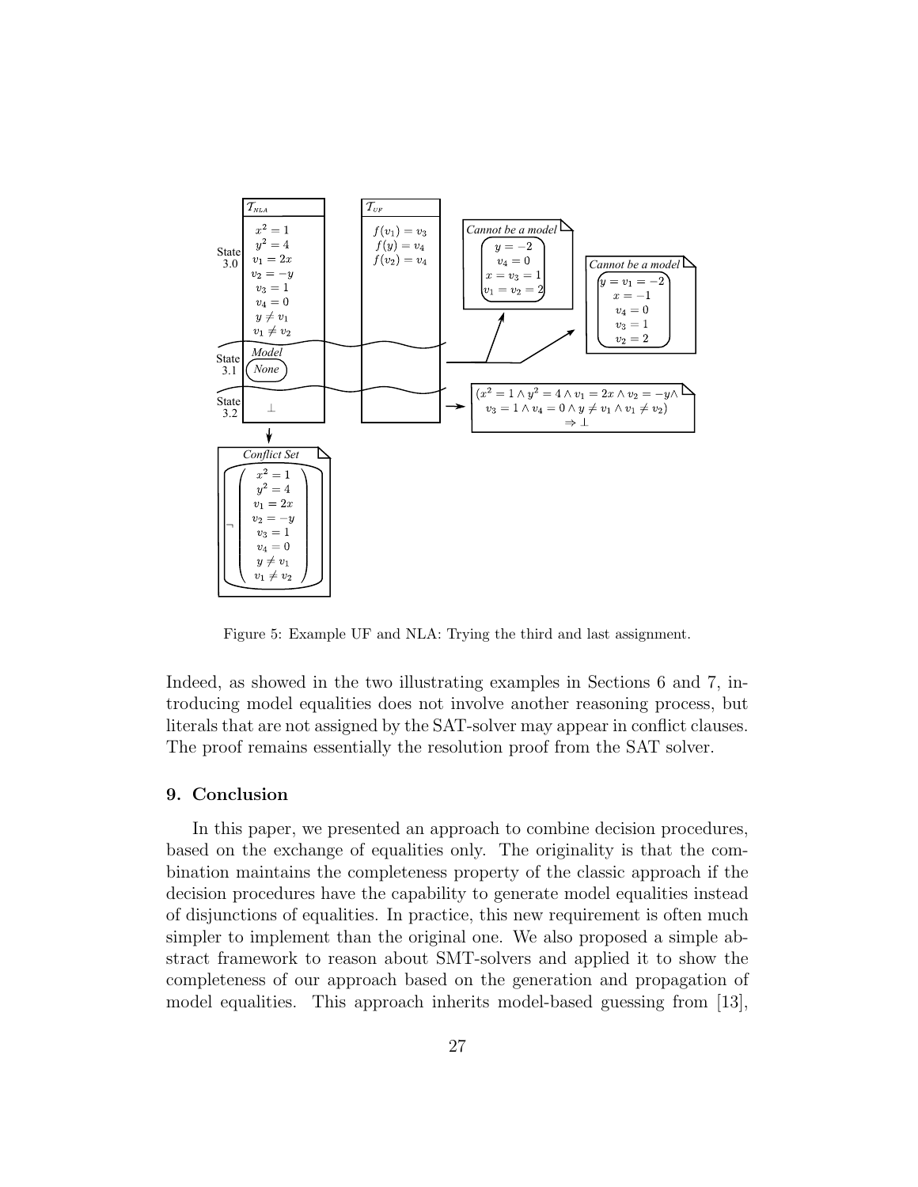| | $\mathcal{T}_{NLA}$ | $\mathcal{T}_{UF}$ |
|---|---|---|
| State 3.0 | $x^2 = 1$<br>$y^2 = 4$<br>$v_1 = 2x$<br>$v_2 = -y$<br>$v_3 = 1$<br>$v_4 = 0$<br>$y \neq v_1$<br>$v_1 \neq v_2$ | $f(v_1) = v_3$<br>$f(y) = v_4$<br>$f(v_2) = v_4$ |
| State 3.1 | *Model*<br>*None* | |
| State 3.2 | $\bot$ | |

*Cannot be a model*: $y = -2$, $v_4 = 0$, $x = v_3 = 1$, $v_1 = v_2 = 2$

*Cannot be a model*: $y = v_1 = -2$, $x = -1$, $v_4 = 0$, $v_3 = 1$, $v_2 = 2$

$$(x^2 = 1 \wedge y^2 = 4 \wedge v_1 = 2x \wedge v_2 = -y \wedge v_3 = 1 \wedge v_4 = 0 \wedge y \neq v_1 \wedge v_1 \neq v_2) \Rightarrow \bot$$

*Conflict Set*

$$\neg \left( x^2 = 1,\ y^2 = 4,\ v_1 = 2x,\ v_2 = -y,\ v_3 = 1,\ v_4 = 0,\ y \neq v_1,\ v_1 \neq v_2 \right)$$

Figure 5: Example UF and NLA: Trying the third and last assignment.

Indeed, as showed in the two illustrating examples in Sections 6 and 7, introducing model equalities does not involve another reasoning process, but literals that are not assigned by the SAT-solver may appear in conflict clauses. The proof remains essentially the resolution proof from the SAT solver.

## 9. Conclusion

In this paper, we presented an approach to combine decision procedures, based on the exchange of equalities only. The originality is that the combination maintains the completeness property of the classic approach if the decision procedures have the capability to generate model equalities instead of disjunctions of equalities. In practice, this new requirement is often much simpler to implement than the original one. We also proposed a simple abstract framework to reason about SMT-solvers and applied it to show the completeness of our approach based on the generation and propagation of model equalities. This approach inherits model-based guessing from [13],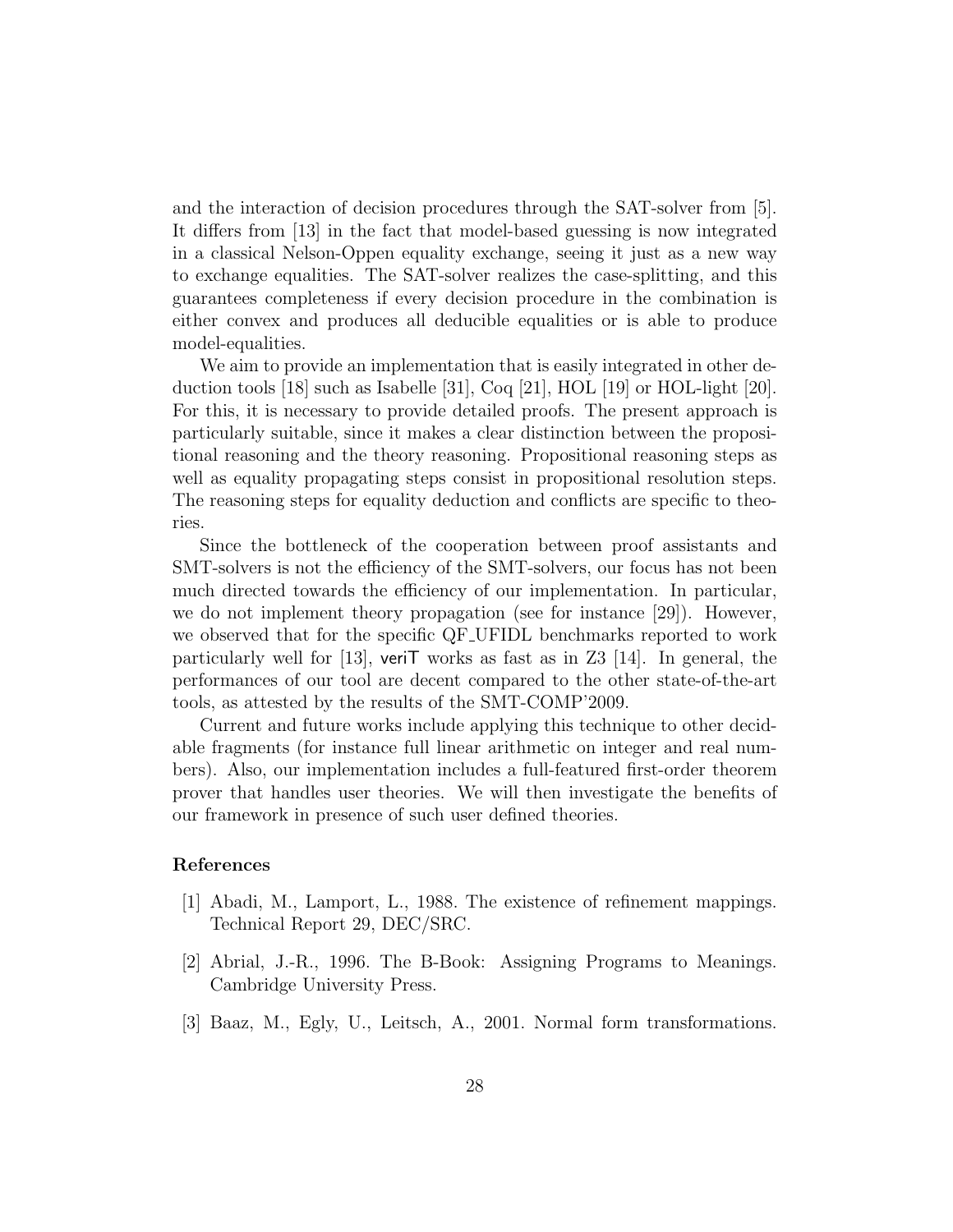and the interaction of decision procedures through the SAT-solver from [5]. It differs from [13] in the fact that model-based guessing is now integrated in a classical Nelson-Oppen equality exchange, seeing it just as a new way to exchange equalities. The SAT-solver realizes the case-splitting, and this guarantees completeness if every decision procedure in the combination is either convex and produces all deducible equalities or is able to produce model-equalities.

We aim to provide an implementation that is easily integrated in other deduction tools [18] such as Isabelle [31], Coq [21], HOL [19] or HOL-light [20]. For this, it is necessary to provide detailed proofs. The present approach is particularly suitable, since it makes a clear distinction between the propositional reasoning and the theory reasoning. Propositional reasoning steps as well as equality propagating steps consist in propositional resolution steps. The reasoning steps for equality deduction and conflicts are specific to theories.

Since the bottleneck of the cooperation between proof assistants and SMT-solvers is not the efficiency of the SMT-solvers, our focus has not been much directed towards the efficiency of our implementation. In particular, we do not implement theory propagation (see for instance [29]). However, we observed that for the specific QF_UFIDL benchmarks reported to work particularly well for [13], veriT works as fast as in Z3 [14]. In general, the performances of our tool are decent compared to the other state-of-the-art tools, as attested by the results of the SMT-COMP'2009.

Current and future works include applying this technique to other decidable fragments (for instance full linear arithmetic on integer and real numbers). Also, our implementation includes a full-featured first-order theorem prover that handles user theories. We will then investigate the benefits of our framework in presence of such user defined theories.

## References

[1] Abadi, M., Lamport, L., 1988. The existence of refinement mappings. Technical Report 29, DEC/SRC.

[2] Abrial, J.-R., 1996. The B-Book: Assigning Programs to Meanings. Cambridge University Press.

[3] Baaz, M., Egly, U., Leitsch, A., 2001. Normal form transformations.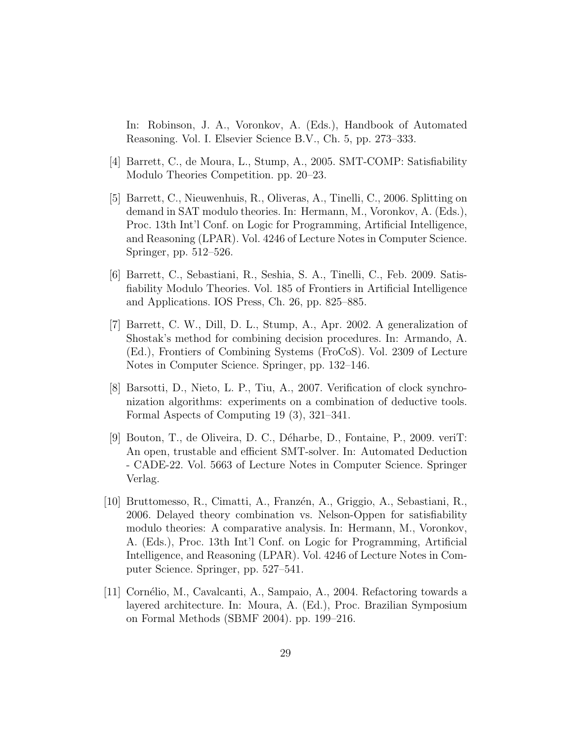In: Robinson, J. A., Voronkov, A. (Eds.), Handbook of Automated Reasoning. Vol. I. Elsevier Science B.V., Ch. 5, pp. 273–333.

[4] Barrett, C., de Moura, L., Stump, A., 2005. SMT-COMP: Satisfiability Modulo Theories Competition. pp. 20–23.

[5] Barrett, C., Nieuwenhuis, R., Oliveras, A., Tinelli, C., 2006. Splitting on demand in SAT modulo theories. In: Hermann, M., Voronkov, A. (Eds.), Proc. 13th Int'l Conf. on Logic for Programming, Artificial Intelligence, and Reasoning (LPAR). Vol. 4246 of Lecture Notes in Computer Science. Springer, pp. 512–526.

[6] Barrett, C., Sebastiani, R., Seshia, S. A., Tinelli, C., Feb. 2009. Satisfiability Modulo Theories. Vol. 185 of Frontiers in Artificial Intelligence and Applications. IOS Press, Ch. 26, pp. 825–885.

[7] Barrett, C. W., Dill, D. L., Stump, A., Apr. 2002. A generalization of Shostak's method for combining decision procedures. In: Armando, A. (Ed.), Frontiers of Combining Systems (FroCoS). Vol. 2309 of Lecture Notes in Computer Science. Springer, pp. 132–146.

[8] Barsotti, D., Nieto, L. P., Tiu, A., 2007. Verification of clock synchronization algorithms: experiments on a combination of deductive tools. Formal Aspects of Computing 19 (3), 321–341.

[9] Bouton, T., de Oliveira, D. C., Déharbe, D., Fontaine, P., 2009. veriT: An open, trustable and efficient SMT-solver. In: Automated Deduction - CADE-22. Vol. 5663 of Lecture Notes in Computer Science. Springer Verlag.

[10] Bruttomesso, R., Cimatti, A., Franzén, A., Griggio, A., Sebastiani, R., 2006. Delayed theory combination vs. Nelson-Oppen for satisfiability modulo theories: A comparative analysis. In: Hermann, M., Voronkov, A. (Eds.), Proc. 13th Int'l Conf. on Logic for Programming, Artificial Intelligence, and Reasoning (LPAR). Vol. 4246 of Lecture Notes in Computer Science. Springer, pp. 527–541.

[11] Cornélio, M., Cavalcanti, A., Sampaio, A., 2004. Refactoring towards a layered architecture. In: Moura, A. (Ed.), Proc. Brazilian Symposium on Formal Methods (SBMF 2004). pp. 199–216.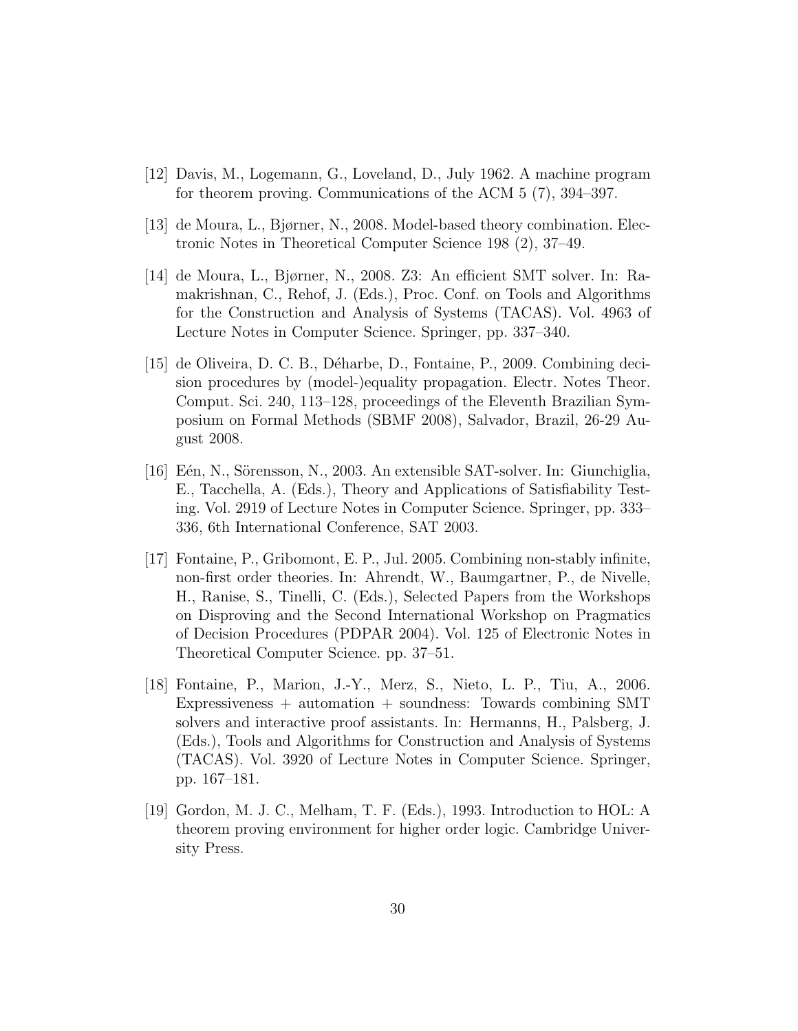[12] Davis, M., Logemann, G., Loveland, D., July 1962. A machine program for theorem proving. Communications of the ACM 5 (7), 394–397.

[13] de Moura, L., Bjørner, N., 2008. Model-based theory combination. Electronic Notes in Theoretical Computer Science 198 (2), 37–49.

[14] de Moura, L., Bjørner, N., 2008. Z3: An efficient SMT solver. In: Ramakrishnan, C., Rehof, J. (Eds.), Proc. Conf. on Tools and Algorithms for the Construction and Analysis of Systems (TACAS). Vol. 4963 of Lecture Notes in Computer Science. Springer, pp. 337–340.

[15] de Oliveira, D. C. B., Déharbe, D., Fontaine, P., 2009. Combining decision procedures by (model-)equality propagation. Electr. Notes Theor. Comput. Sci. 240, 113–128, proceedings of the Eleventh Brazilian Symposium on Formal Methods (SBMF 2008), Salvador, Brazil, 26-29 August 2008.

[16] Eén, N., Sörensson, N., 2003. An extensible SAT-solver. In: Giunchiglia, E., Tacchella, A. (Eds.), Theory and Applications of Satisfiability Testing. Vol. 2919 of Lecture Notes in Computer Science. Springer, pp. 333–336, 6th International Conference, SAT 2003.

[17] Fontaine, P., Gribomont, E. P., Jul. 2005. Combining non-stably infinite, non-first order theories. In: Ahrendt, W., Baumgartner, P., de Nivelle, H., Ranise, S., Tinelli, C. (Eds.), Selected Papers from the Workshops on Disproving and the Second International Workshop on Pragmatics of Decision Procedures (PDPAR 2004). Vol. 125 of Electronic Notes in Theoretical Computer Science. pp. 37–51.

[18] Fontaine, P., Marion, J.-Y., Merz, S., Nieto, L. P., Tiu, A., 2006. Expressiveness + automation + soundness: Towards combining SMT solvers and interactive proof assistants. In: Hermanns, H., Palsberg, J. (Eds.), Tools and Algorithms for Construction and Analysis of Systems (TACAS). Vol. 3920 of Lecture Notes in Computer Science. Springer, pp. 167–181.

[19] Gordon, M. J. C., Melham, T. F. (Eds.), 1993. Introduction to HOL: A theorem proving environment for higher order logic. Cambridge University Press.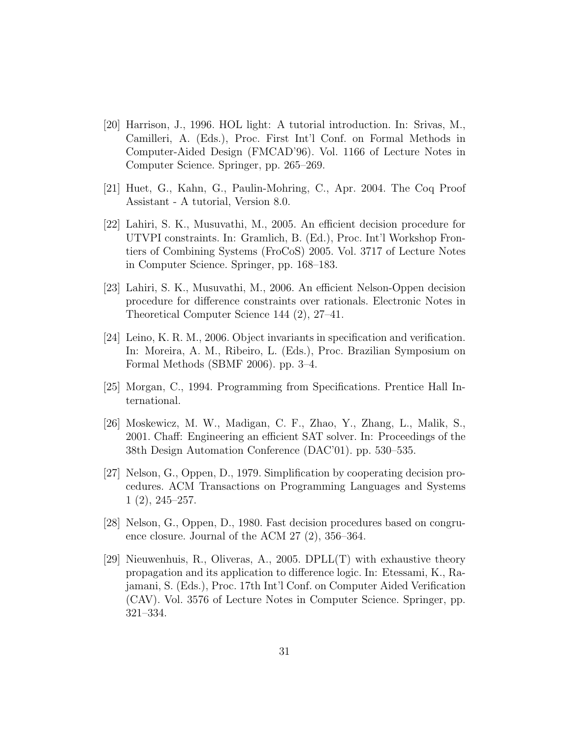[20] Harrison, J., 1996. HOL light: A tutorial introduction. In: Srivas, M., Camilleri, A. (Eds.), Proc. First Int'l Conf. on Formal Methods in Computer-Aided Design (FMCAD'96). Vol. 1166 of Lecture Notes in Computer Science. Springer, pp. 265–269.

[21] Huet, G., Kahn, G., Paulin-Mohring, C., Apr. 2004. The Coq Proof Assistant - A tutorial, Version 8.0.

[22] Lahiri, S. K., Musuvathi, M., 2005. An efficient decision procedure for UTVPI constraints. In: Gramlich, B. (Ed.), Proc. Int'l Workshop Frontiers of Combining Systems (FroCoS) 2005. Vol. 3717 of Lecture Notes in Computer Science. Springer, pp. 168–183.

[23] Lahiri, S. K., Musuvathi, M., 2006. An efficient Nelson-Oppen decision procedure for difference constraints over rationals. Electronic Notes in Theoretical Computer Science 144 (2), 27–41.

[24] Leino, K. R. M., 2006. Object invariants in specification and verification. In: Moreira, A. M., Ribeiro, L. (Eds.), Proc. Brazilian Symposium on Formal Methods (SBMF 2006). pp. 3–4.

[25] Morgan, C., 1994. Programming from Specifications. Prentice Hall International.

[26] Moskewicz, M. W., Madigan, C. F., Zhao, Y., Zhang, L., Malik, S., 2001. Chaff: Engineering an efficient SAT solver. In: Proceedings of the 38th Design Automation Conference (DAC'01). pp. 530–535.

[27] Nelson, G., Oppen, D., 1979. Simplification by cooperating decision procedures. ACM Transactions on Programming Languages and Systems 1 (2), 245–257.

[28] Nelson, G., Oppen, D., 1980. Fast decision procedures based on congruence closure. Journal of the ACM 27 (2), 356–364.

[29] Nieuwenhuis, R., Oliveras, A., 2005. DPLL(T) with exhaustive theory propagation and its application to difference logic. In: Etessami, K., Rajamani, S. (Eds.), Proc. 17th Int'l Conf. on Computer Aided Verification (CAV). Vol. 3576 of Lecture Notes in Computer Science. Springer, pp. 321–334.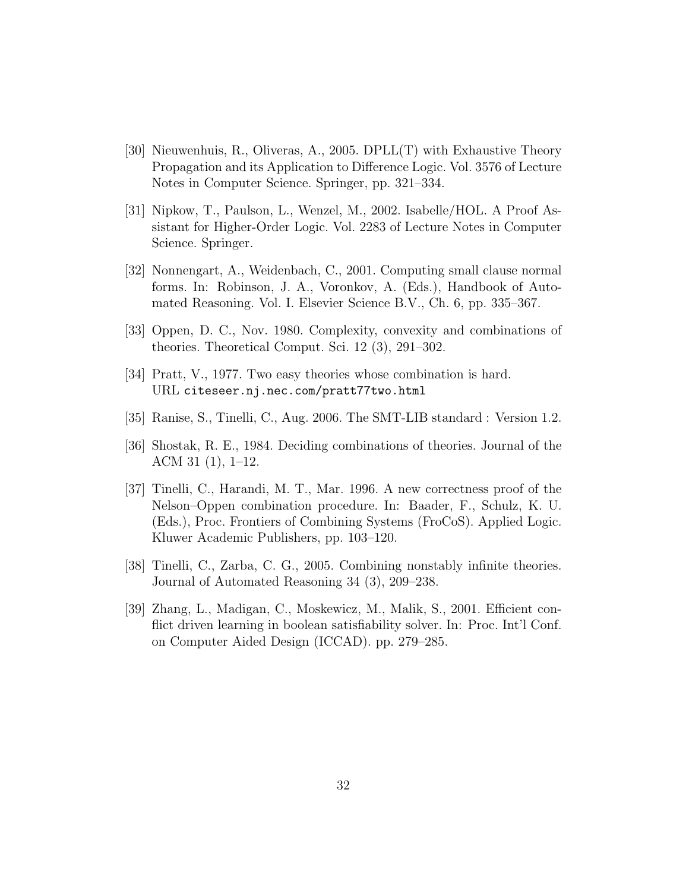[30] Nieuwenhuis, R., Oliveras, A., 2005. DPLL(T) with Exhaustive Theory Propagation and its Application to Difference Logic. Vol. 3576 of Lecture Notes in Computer Science. Springer, pp. 321–334.

[31] Nipkow, T., Paulson, L., Wenzel, M., 2002. Isabelle/HOL. A Proof Assistant for Higher-Order Logic. Vol. 2283 of Lecture Notes in Computer Science. Springer.

[32] Nonnengart, A., Weidenbach, C., 2001. Computing small clause normal forms. In: Robinson, J. A., Voronkov, A. (Eds.), Handbook of Automated Reasoning. Vol. I. Elsevier Science B.V., Ch. 6, pp. 335–367.

[33] Oppen, D. C., Nov. 1980. Complexity, convexity and combinations of theories. Theoretical Comput. Sci. 12 (3), 291–302.

[34] Pratt, V., 1977. Two easy theories whose combination is hard. URL `citeseer.nj.nec.com/pratt77two.html`

[35] Ranise, S., Tinelli, C., Aug. 2006. The SMT-LIB standard : Version 1.2.

[36] Shostak, R. E., 1984. Deciding combinations of theories. Journal of the ACM 31 (1), 1–12.

[37] Tinelli, C., Harandi, M. T., Mar. 1996. A new correctness proof of the Nelson–Oppen combination procedure. In: Baader, F., Schulz, K. U. (Eds.), Proc. Frontiers of Combining Systems (FroCoS). Applied Logic. Kluwer Academic Publishers, pp. 103–120.

[38] Tinelli, C., Zarba, C. G., 2005. Combining nonstably infinite theories. Journal of Automated Reasoning 34 (3), 209–238.

[39] Zhang, L., Madigan, C., Moskewicz, M., Malik, S., 2001. Efficient conflict driven learning in boolean satisfiability solver. In: Proc. Int'l Conf. on Computer Aided Design (ICCAD). pp. 279–285.